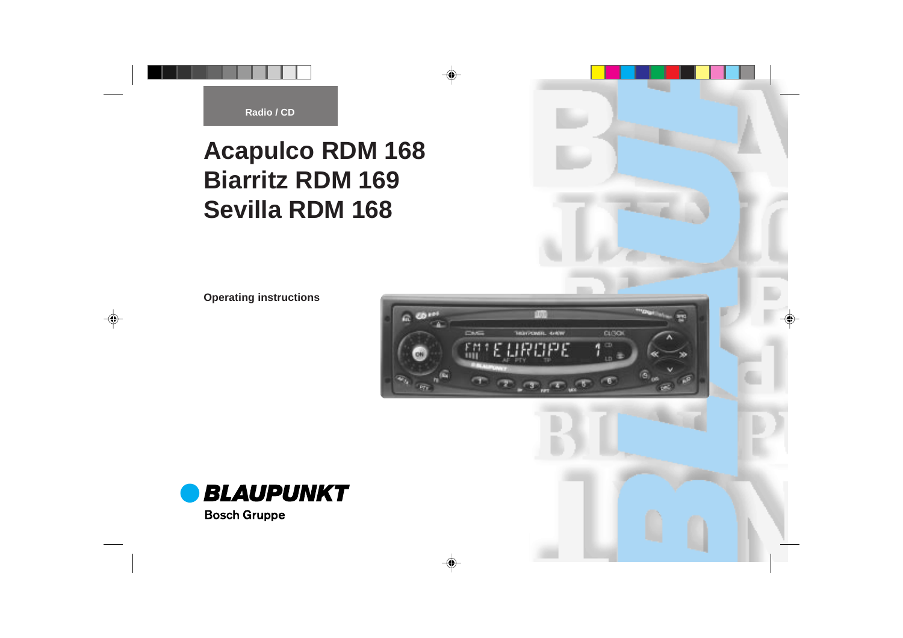Radio / CD

# Acapulco RDM 168
# Biarritz RDM 169
# Sevilla RDM 168

**Operating instructions**

**BLAUPUNKT**

Bosch Gruppe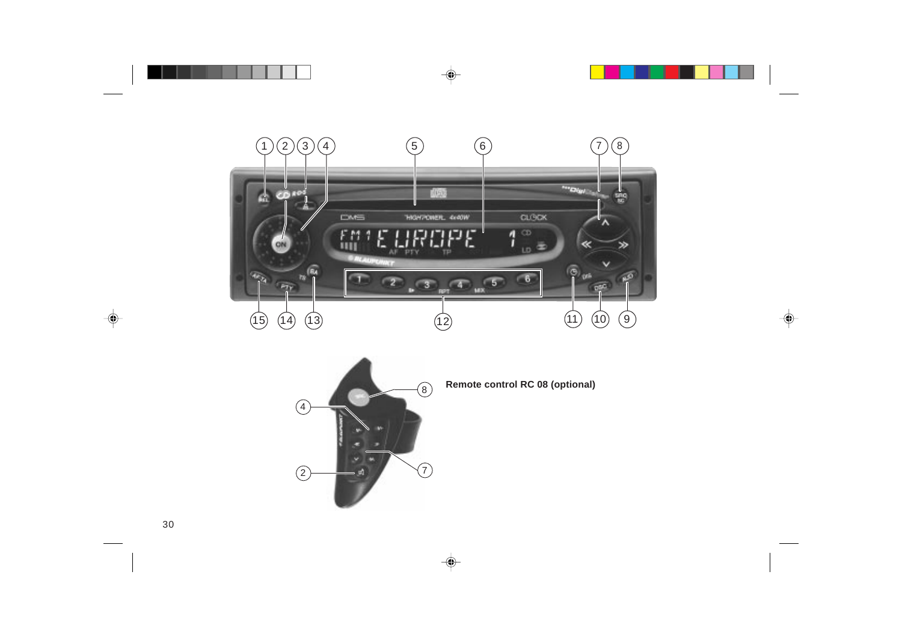Remote control RC 08 (optional)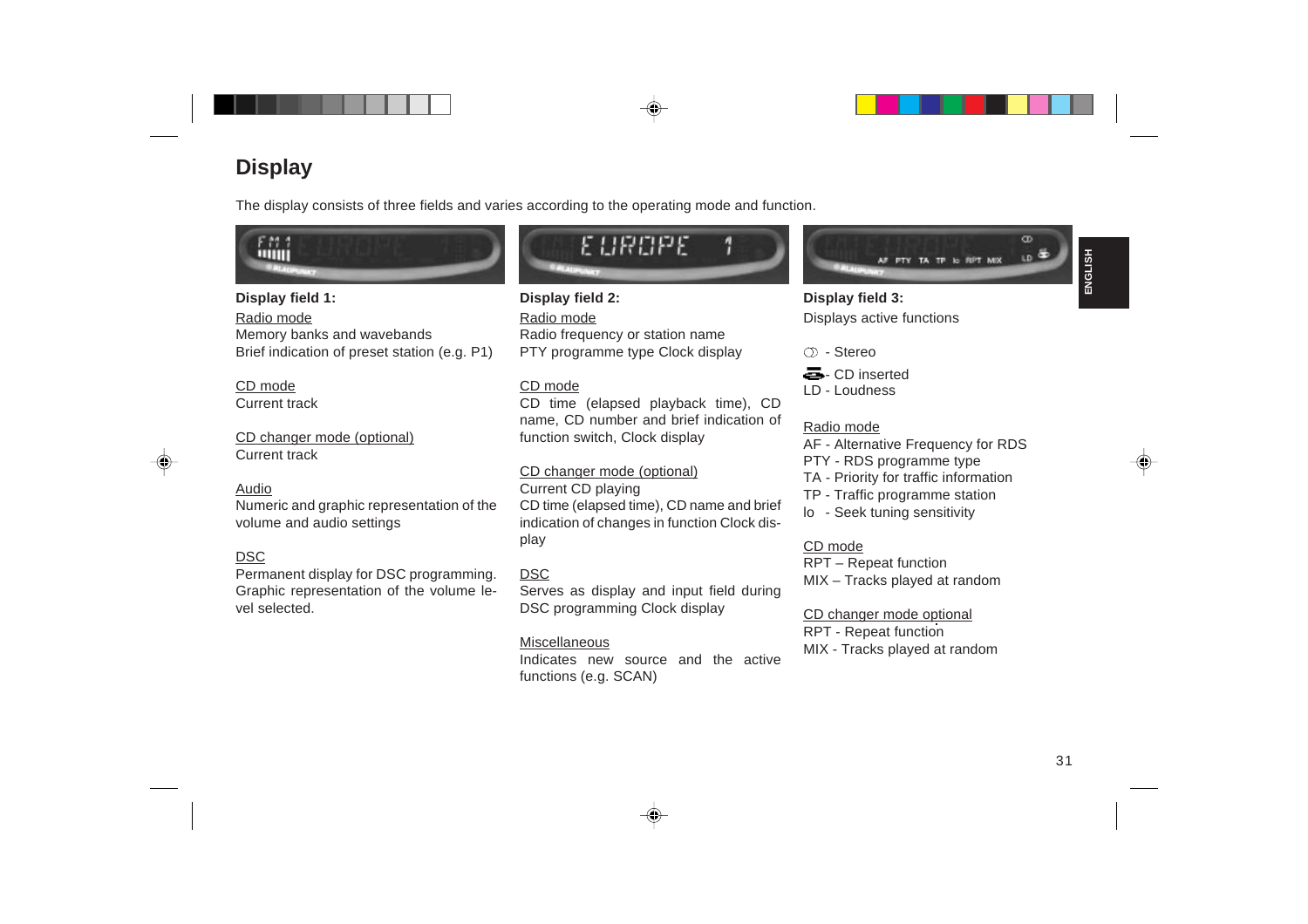# Display

The display consists of three fields and varies according to the operating mode and function.

**Display field 1:**

Radio mode
Memory banks and wavebands
Brief indication of preset station (e.g. P1)

CD mode
Current track

CD changer mode (optional)
Current track

Audio
Numeric and graphic representation of the volume and audio settings

DSC
Permanent display for DSC programming. Graphic representation of the volume level selected.

**Display field 2:**

Radio mode
Radio frequency or station name
PTY programme type Clock display

CD mode
CD time (elapsed playback time), CD name, CD number and brief indication of function switch, Clock display

CD changer mode (optional)
Current CD playing
CD time (elapsed time), CD name and brief indication of changes in function Clock display

DSC
Serves as display and input field during DSC programming Clock display

Miscellaneous
Indicates new source and the active functions (e.g. SCAN)

**Display field 3:**
Displays active functions

ⓘ - Stereo
- CD inserted
LD - Loudness

Radio mode
AF - Alternative Frequency for RDS
PTY - RDS programme type
TA - Priority for traffic information
TP - Traffic programme station
lo - Seek tuning sensitivity

CD mode
RPT – Repeat function
MIX – Tracks played at random

CD changer mode optional
RPT - Repeat function
MIX - Tracks played at random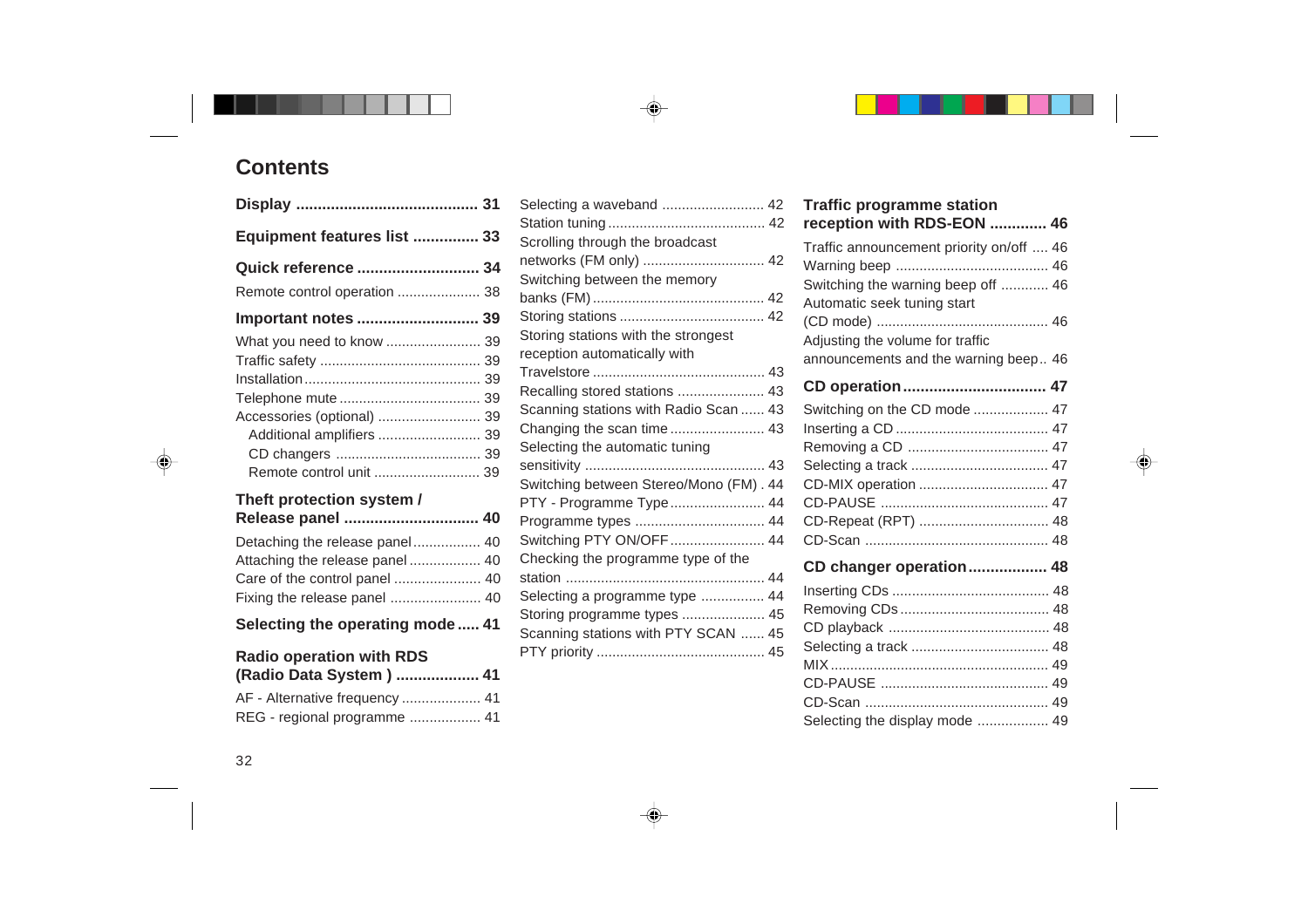# Contents

**Display .......................................... 31**

**Equipment features list ............... 33**

**Quick reference ............................ 34**

Remote control operation ..................... 38

**Important notes ............................ 39**

What you need to know ........................ 39
Traffic safety ......................................... 39
Installation ............................................. 39
Telephone mute .................................... 39
Accessories (optional) .......................... 39
  Additional amplifiers .......................... 39
  CD changers ..................................... 39
  Remote control unit ........................... 39

**Theft protection system / Release panel ............................... 40**

Detaching the release panel ................. 40
Attaching the release panel .................. 40
Care of the control panel ...................... 40
Fixing the release panel ....................... 40

**Selecting the operating mode ..... 41**

**Radio operation with RDS (Radio Data System ) ................... 41**

AF - Alternative frequency .................... 41
REG - regional programme .................. 41
Selecting a waveband .......................... 42
Station tuning ........................................ 42
Scrolling through the broadcast networks (FM only) ............................... 42
Switching between the memory banks (FM) ............................................ 42
Storing stations ..................................... 42
Storing stations with the strongest reception automatically with Travelstore ............................................ 43
Recalling stored stations ...................... 43
Scanning stations with Radio Scan ...... 43
Changing the scan time ........................ 43
Selecting the automatic tuning sensitivity ............................................. 43
Switching between Stereo/Mono (FM) . 44
PTY - Programme Type ........................ 44
Programme types ................................. 44
Switching PTY ON/OFF ........................ 44
Checking the programme type of the station ................................................... 44
Selecting a programme type ................ 44
Storing programme types ..................... 45
Scanning stations with PTY SCAN ...... 45
PTY priority ........................................... 45

**Traffic programme station reception with RDS-EON ............. 46**

Traffic announcement priority on/off .... 46
Warning beep ....................................... 46
Switching the warning beep off ............ 46
Automatic seek tuning start (CD mode) ............................................ 46
Adjusting the volume for traffic announcements and the warning beep .. 46

**CD operation ................................. 47**

Switching on the CD mode ................... 47
Inserting a CD ....................................... 47
Removing a CD .................................... 47
Selecting a track ................................... 47
CD-MIX operation ................................. 47
CD-PAUSE ........................................... 47
CD-Repeat (RPT) ................................. 48
CD-Scan ............................................... 48

**CD changer operation .................. 48**

Inserting CDs ........................................ 48
Removing CDs ...................................... 48
CD playback ......................................... 48
Selecting a track ................................... 48
MIX ........................................................ 49
CD-PAUSE ........................................... 49
CD-Scan ............................................... 49
Selecting the display mode .................. 49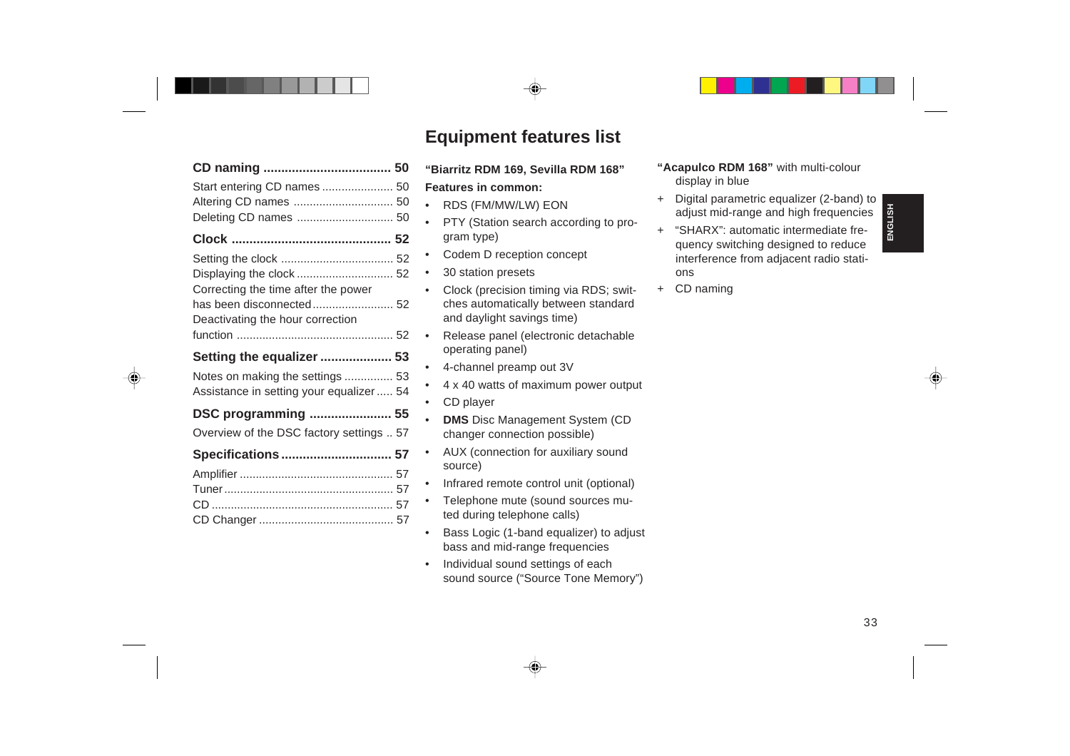**CD naming .................................... 50**

Start entering CD names ...................... 50
Altering CD names ............................... 50
Deleting CD names .............................. 50

**Clock ............................................ 52**

Setting the clock ................................... 52
Displaying the clock ............................. 52
Correcting the time after the power has been disconnected......................... 52
Deactivating the hour correction function ................................................. 52

**Setting the equalizer .................... 53**

Notes on making the settings ............... 53
Assistance in setting your equalizer ..... 54

**DSC programming ....................... 55**

Overview of the DSC factory settings .. 57

**Specifications .............................. 57**

Amplifier ................................................ 57
Tuner ..................................................... 57
CD ......................................................... 57
CD Changer .......................................... 57

# Equipment features list

**"Biarritz RDM 169, Sevilla RDM 168"**

**Features in common:**

- RDS (FM/MW/LW) EON
- PTY (Station search according to program type)
- Codem D reception concept
- 30 station presets
- Clock (precision timing via RDS; switches automatically between standard and daylight savings time)
- Release panel (electronic detachable operating panel)
- 4-channel preamp out 3V
- 4 x 40 watts of maximum power output
- CD player
- **DMS** Disc Management System (CD changer connection possible)
- AUX (connection for auxiliary sound source)
- Infrared remote control unit (optional)
- Telephone mute (sound sources muted during telephone calls)
- Bass Logic (1-band equalizer) to adjust bass and mid-range frequencies
- Individual sound settings of each sound source ("Source Tone Memory")

**"Acapulco RDM 168"** with multi-colour display in blue

+ Digital parametric equalizer (2-band) to adjust mid-range and high frequencies
+ "SHARX": automatic intermediate frequency switching designed to reduce interference from adjacent radio stations
+ CD naming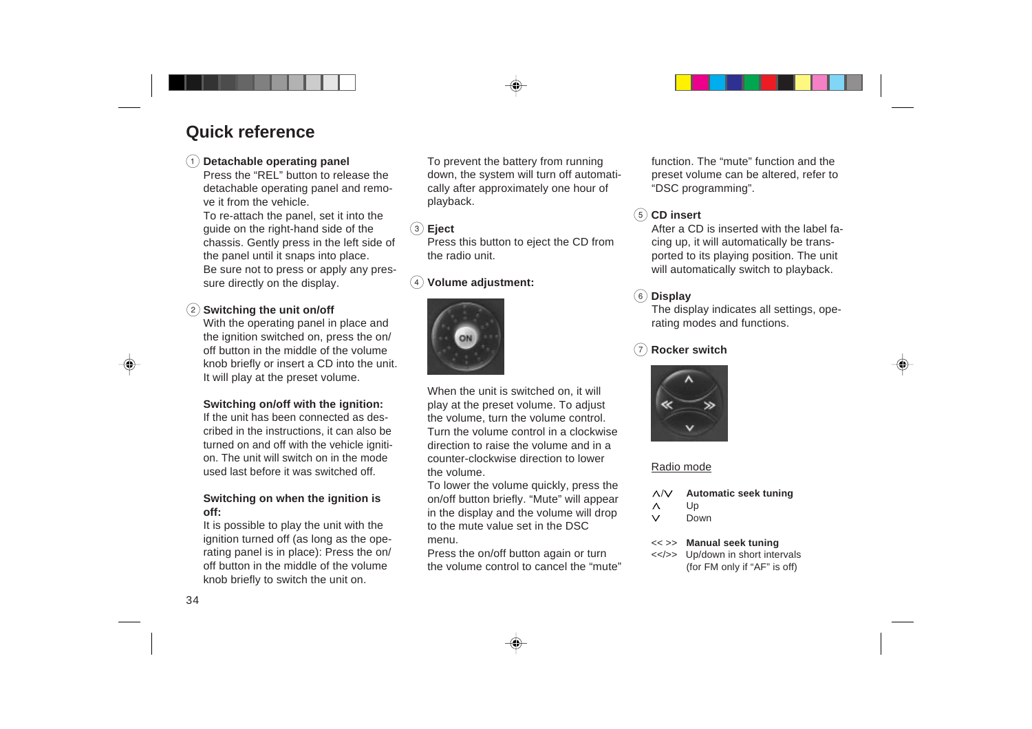# Quick reference

① **Detachable operating panel**
Press the "REL" button to release the detachable operating panel and remove it from the vehicle.
To re-attach the panel, set it into the guide on the right-hand side of the chassis. Gently press in the left side of the panel until it snaps into place.
Be sure not to press or apply any pressure directly on the display.

② **Switching the unit on/off**
With the operating panel in place and the ignition switched on, press the on/off button in the middle of the volume knob briefly or insert a CD into the unit. It will play at the preset volume.

**Switching on/off with the ignition:**
If the unit has been connected as described in the instructions, it can also be turned on and off with the vehicle ignition. The unit will switch on in the mode used last before it was switched off.

**Switching on when the ignition is off:**
It is possible to play the unit with the ignition turned off (as long as the operating panel is in place): Press the on/off button in the middle of the volume knob briefly to switch the unit on.

To prevent the battery from running down, the system will turn off automatically after approximately one hour of playback.

③ **Eject**
Press this button to eject the CD from the radio unit.

④ **Volume adjustment:**

When the unit is switched on, it will play at the preset volume. To adjust the volume, turn the volume control. Turn the volume control in a clockwise direction to raise the volume and in a counter-clockwise direction to lower the volume.
To lower the volume quickly, press the on/off button briefly. "Mute" will appear in the display and the volume will drop to the mute value set in the DSC menu.
Press the on/off button again or turn the volume control to cancel the "mute" function. The "mute" function and the preset volume can be altered, refer to "DSC programming".

⑤ **CD insert**
After a CD is inserted with the label facing up, it will automatically be transported to its playing position. The unit will automatically switch to playback.

⑥ **Display**
The display indicates all settings, operating modes and functions.

⑦ **Rocker switch**

Radio mode

| | |
|---|---|
| ∧/∨ | **Automatic seek tuning** |
| ∧ | Up |
| ∨ | Down |
| << >> | **Manual seek tuning** |
| <</>> | Up/down in short intervals (for FM only if "AF" is off) |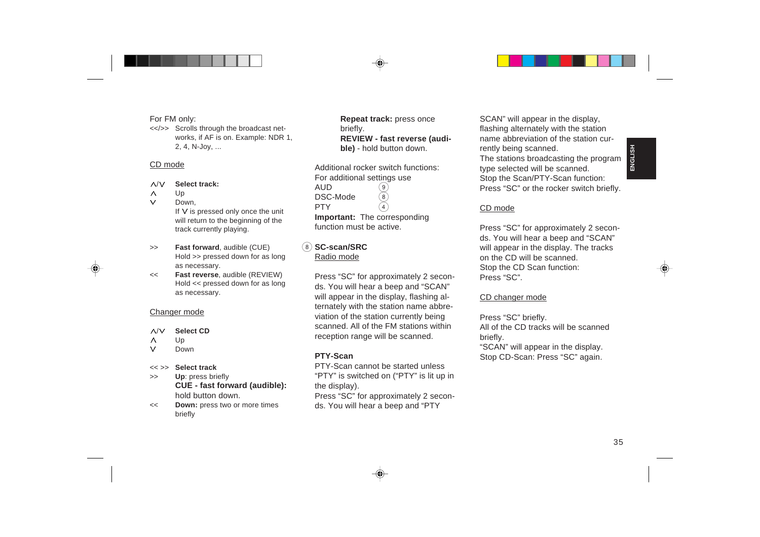For FM only:

<</>> Scrolls through the broadcast networks, if AF is on. Example: NDR 1, 2, 4, N-Joy, ...

CD mode

Λ/V **Select track:**
Λ Up
V Down,
If V is pressed only once the unit will return to the beginning of the track currently playing.

>> **Fast forward**, audible (CUE)
Hold >> pressed down for as long as necessary.

<< **Fast reverse**, audible (REVIEW)
Hold << pressed down for as long as necessary.

Changer mode

Λ/V **Select CD**
Λ Up
V Down

<< >> **Select track**
>> **Up**: press briefly
**CUE - fast forward (audible):** hold button down.
<< **Down:** press two or more times briefly
**Repeat track:** press once briefly.
**REVIEW - fast reverse (audible)** - hold button down.

Additional rocker switch functions:
For additional settings use
AUD (9)
DSC-Mode (8)
PTY (4)
**Important:** The corresponding function must be active.

(8) **SC-scan/SRC**

Radio mode

Press “SC” for approximately 2 seconds. You will hear a beep and “SCAN” will appear in the display, flashing alternately with the station name abbreviation of the station currently being scanned. All of the FM stations within reception range will be scanned.

**PTY-Scan**

PTY-Scan cannot be started unless “PTY” is switched on (“PTY” is lit up in the display).
Press “SC” for approximately 2 seconds. You will hear a beep and “PTY SCAN” will appear in the display, flashing alternately with the station name abbreviation of the station currently being scanned.
The stations broadcasting the program type selected will be scanned.
Stop the Scan/PTY-Scan function:
Press “SC” or the rocker switch briefly.

CD mode

Press “SC” for approximately 2 seconds. You will hear a beep and “SCAN” will appear in the display. The tracks on the CD will be scanned.
Stop the CD Scan function:
Press “SC”.

CD changer mode

Press “SC” briefly.
All of the CD tracks will be scanned briefly.
“SCAN” will appear in the display.
Stop CD-Scan: Press “SC” again.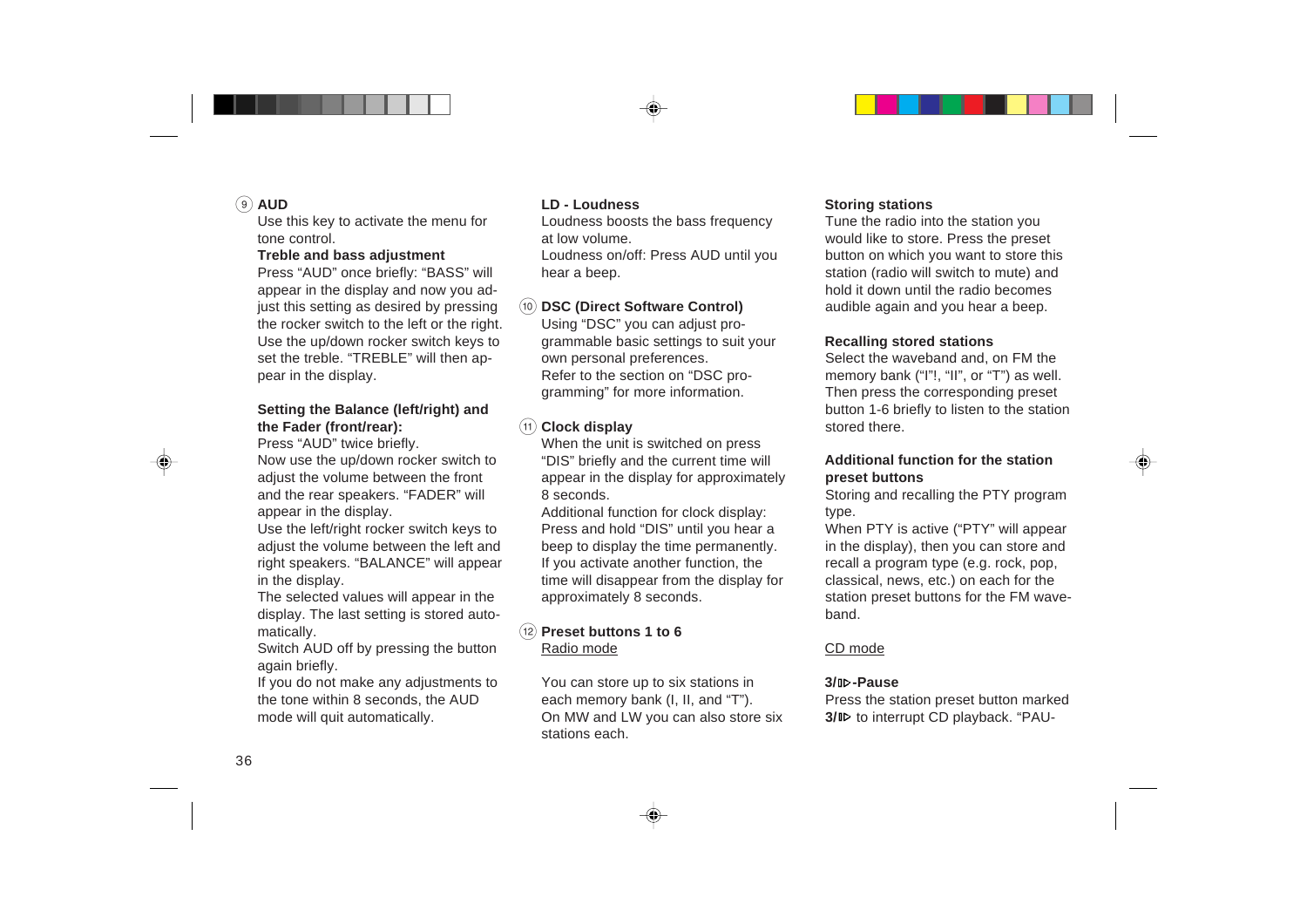### ⑨ AUD

Use this key to activate the menu for tone control.

**Treble and bass adjustment**

Press “AUD” once briefly: “BASS” will appear in the display and now you adjust this setting as desired by pressing the rocker switch to the left or the right. Use the up/down rocker switch keys to set the treble. “TREBLE” will then appear in the display.

**Setting the Balance (left/right) and the Fader (front/rear):**

Press “AUD” twice briefly.

Now use the up/down rocker switch to adjust the volume between the front and the rear speakers. “FADER” will appear in the display.

Use the left/right rocker switch keys to adjust the volume between the left and right speakers. “BALANCE” will appear in the display.

The selected values will appear in the display. The last setting is stored automatically.

Switch AUD off by pressing the button again briefly.

If you do not make any adjustments to the tone within 8 seconds, the AUD mode will quit automatically.

**LD - Loudness**

Loudness boosts the bass frequency at low volume.

Loudness on/off: Press AUD until you hear a beep.

### ⑩ DSC (Direct Software Control)

Using “DSC” you can adjust programmable basic settings to suit your own personal preferences.

Refer to the section on “DSC programming” for more information.

### ⑪ Clock display

When the unit is switched on press “DIS” briefly and the current time will appear in the display for approximately 8 seconds.

Additional function for clock display: Press and hold “DIS” until you hear a beep to display the time permanently. If you activate another function, the time will disappear from the display for approximately 8 seconds.

### ⑫ Preset buttons 1 to 6

Radio mode

You can store up to six stations in each memory bank (I, II, and “T”). On MW and LW you can also store six stations each.

**Storing stations**

Tune the radio into the station you would like to store. Press the preset button on which you want to store this station (radio will switch to mute) and hold it down until the radio becomes audible again and you hear a beep.

**Recalling stored stations**

Select the waveband and, on FM the memory bank (“I”!, “II”, or “T”) as well. Then press the corresponding preset button 1-6 briefly to listen to the station stored there.

**Additional function for the station preset buttons**

Storing and recalling the PTY program type.

When PTY is active (“PTY” will appear in the display), then you can store and recall a program type (e.g. rock, pop, classical, news, etc.) on each for the station preset buttons for the FM waveband.

CD mode

**3/II▷-Pause**

Press the station preset button marked **3/II▷** to interrupt CD playback. “PAU-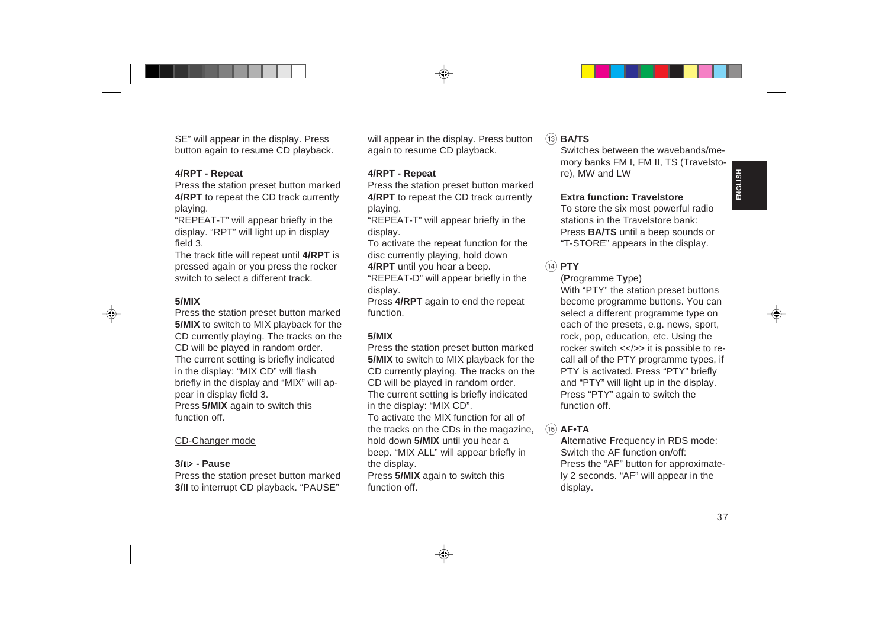SE" will appear in the display. Press button again to resume CD playback.

**4/RPT - Repeat**

Press the station preset button marked **4/RPT** to repeat the CD track currently playing.

"REPEAT-T" will appear briefly in the display. "RPT" will light up in display field 3.

The track title will repeat until **4/RPT** is pressed again or you press the rocker switch to select a different track.

**5/MIX**

Press the station preset button marked **5/MIX** to switch to MIX playback for the CD currently playing. The tracks on the CD will be played in random order.

The current setting is briefly indicated in the display: "MIX CD" will flash briefly in the display and "MIX" will appear in display field 3.

Press **5/MIX** again to switch this function off.

CD-Changer mode

**3/II▷ - Pause**

Press the station preset button marked **3/II** to interrupt CD playback. "PAUSE" will appear in the display. Press button again to resume CD playback.

**4/RPT - Repeat**

Press the station preset button marked **4/RPT** to repeat the CD track currently playing.

"REPEAT-T" will appear briefly in the display.

To activate the repeat function for the disc currently playing, hold down **4/RPT** until you hear a beep.

"REPEAT-D" will appear briefly in the display.

Press **4/RPT** again to end the repeat function.

**5/MIX**

Press the station preset button marked **5/MIX** to switch to MIX playback for the CD currently playing. The tracks on the CD will be played in random order.

The current setting is briefly indicated in the display: "MIX CD".

To activate the MIX function for all of the tracks on the CDs in the magazine, hold down **5/MIX** until you hear a beep. "MIX ALL" will appear briefly in the display.

Press **5/MIX** again to switch this function off.

⑬ **BA/TS**

Switches between the wavebands/memory banks FM I, FM II, TS (Travelstore), MW and LW

**Extra function: Travelstore**

To store the six most powerful radio stations in the Travelstore bank:

Press **BA/TS** until a beep sounds or "T-STORE" appears in the display.

⑭ **PTY**

(**P**rogramme **Ty**pe)

With "PTY" the station preset buttons become programme buttons. You can select a different programme type on each of the presets, e.g. news, sport, rock, pop, education, etc. Using the rocker switch <</>> it is possible to recall all of the PTY programme types, if PTY is activated. Press "PTY" briefly and "PTY" will light up in the display.

Press "PTY" again to switch the function off.

⑮ **AF•TA**

**A**lternative **F**requency in RDS mode:

Switch the AF function on/off:

Press the "AF" button for approximately 2 seconds. "AF" will appear in the display.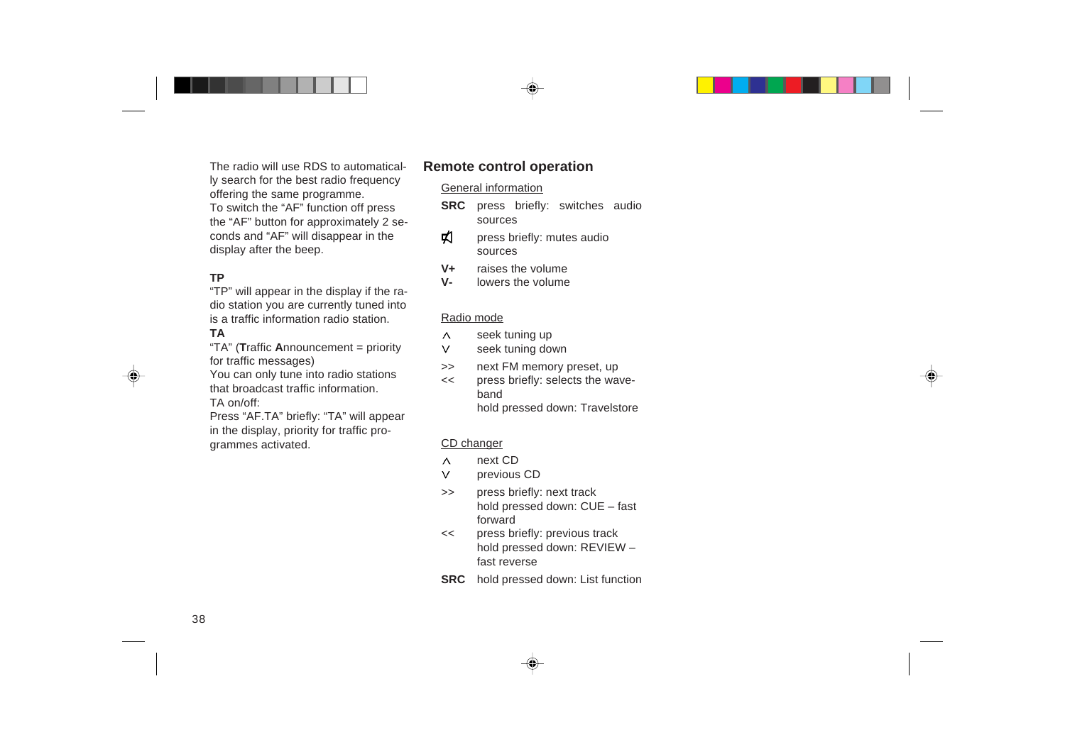The radio will use RDS to automatically search for the best radio frequency offering the same programme.
To switch the "AF" function off press the "AF" button for approximately 2 seconds and "AF" will disappear in the display after the beep.

**TP**

"TP" will appear in the display if the radio station you are currently tuned into is a traffic information radio station.

**TA**

"TA" (**T**raffic **A**nnouncement = priority for traffic messages)
You can only tune into radio stations that broadcast traffic information.
TA on/off:
Press "AF.TA" briefly: "TA" will appear in the display, priority for traffic programmes activated.

## Remote control operation

General information

| | |
|---|---|
| **SRC** | press briefly: switches audio sources |
| 🔇 | press briefly: mutes audio sources |
| **V+** | raises the volume |
| **V-** | lowers the volume |

Radio mode

| | |
|---|---|
| ∧ | seek tuning up |
| ∨ | seek tuning down |
| >> | next FM memory preset, up |
| << | press briefly: selects the waveband<br>hold pressed down: Travelstore |

CD changer

| | |
|---|---|
| ∧ | next CD |
| ∨ | previous CD |
| >> | press briefly: next track<br>hold pressed down: CUE – fast forward |
| << | press briefly: previous track<br>hold pressed down: REVIEW – fast reverse |
| **SRC** | hold pressed down: List function |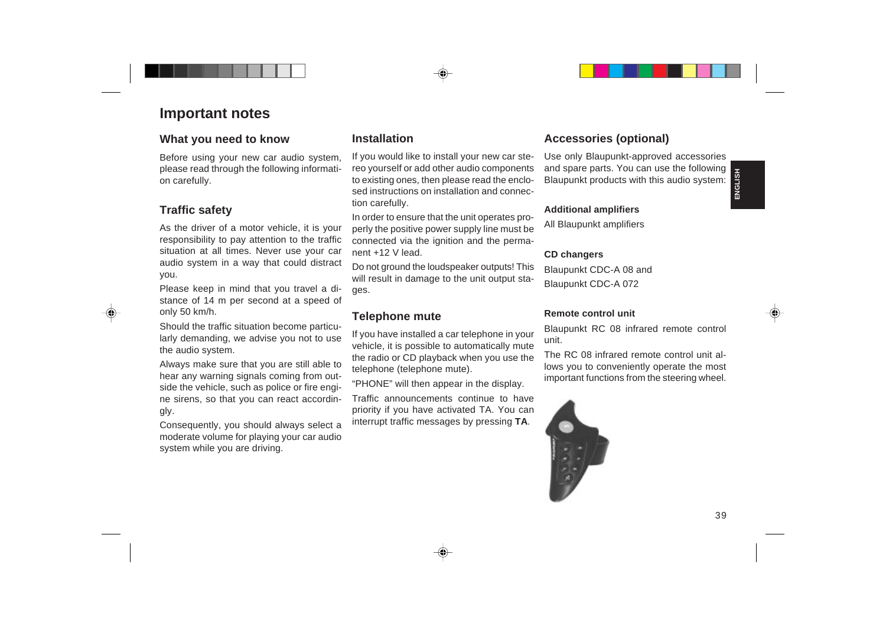# Important notes

## What you need to know

Before using your new car audio system, please read through the following information carefully.

## Traffic safety

As the driver of a motor vehicle, it is your responsibility to pay attention to the traffic situation at all times. Never use your car audio system in a way that could distract you.

Please keep in mind that you travel a distance of 14 m per second at a speed of only 50 km/h.

Should the traffic situation become particularly demanding, we advise you not to use the audio system.

Always make sure that you are still able to hear any warning signals coming from outside the vehicle, such as police or fire engine sirens, so that you can react accordingly.

Consequently, you should always select a moderate volume for playing your car audio system while you are driving.

## Installation

If you would like to install your new car stereo yourself or add other audio components to existing ones, then please read the enclosed instructions on installation and connection carefully.

In order to ensure that the unit operates properly the positive power supply line must be connected via the ignition and the permanent +12 V lead.

Do not ground the loudspeaker outputs! This will result in damage to the unit output stages.

## Telephone mute

If you have installed a car telephone in your vehicle, it is possible to automatically mute the radio or CD playback when you use the telephone (telephone mute).

“PHONE” will then appear in the display.

Traffic announcements continue to have priority if you have activated TA. You can interrupt traffic messages by pressing **TA**.

## Accessories (optional)

Use only Blaupunkt-approved accessories and spare parts. You can use the following Blaupunkt products with this audio system:

### Additional amplifiers

All Blaupunkt amplifiers

### CD changers

Blaupunkt CDC-A 08 and

Blaupunkt CDC-A 072

### Remote control unit

Blaupunkt RC 08 infrared remote control unit.

The RC 08 infrared remote control unit allows you to conveniently operate the most important functions from the steering wheel.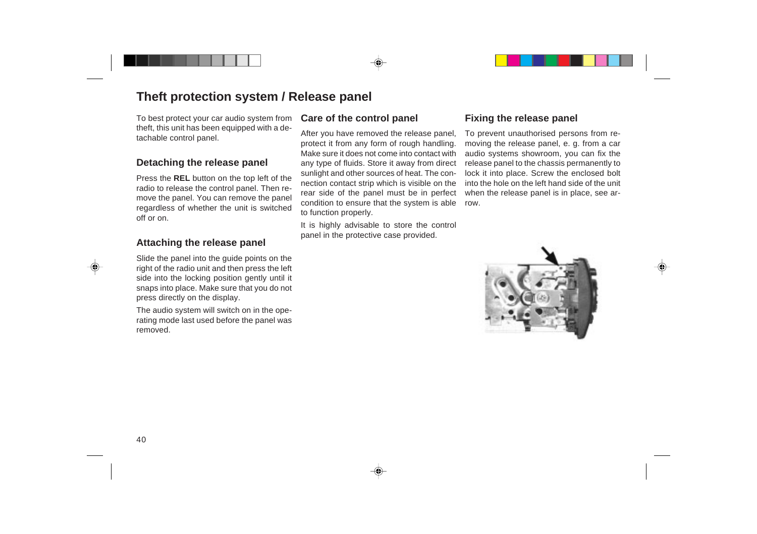# Theft protection system / Release panel

To best protect your car audio system from theft, this unit has been equipped with a detachable control panel.

## Detaching the release panel

Press the **REL** button on the top left of the radio to release the control panel. Then remove the panel. You can remove the panel regardless of whether the unit is switched off or on.

## Attaching the release panel

Slide the panel into the guide points on the right of the radio unit and then press the left side into the locking position gently until it snaps into place. Make sure that you do not press directly on the display.

The audio system will switch on in the operating mode last used before the panel was removed.

## Care of the control panel

After you have removed the release panel, protect it from any form of rough handling. Make sure it does not come into contact with any type of fluids. Store it away from direct sunlight and other sources of heat. The connection contact strip which is visible on the rear side of the panel must be in perfect condition to ensure that the system is able to function properly.

It is highly advisable to store the control panel in the protective case provided.

## Fixing the release panel

To prevent unauthorised persons from removing the release panel, e. g. from a car audio systems showroom, you can fix the release panel to the chassis permanently to lock it into place. Screw the enclosed bolt into the hole on the left hand side of the unit when the release panel is in place, see arrow.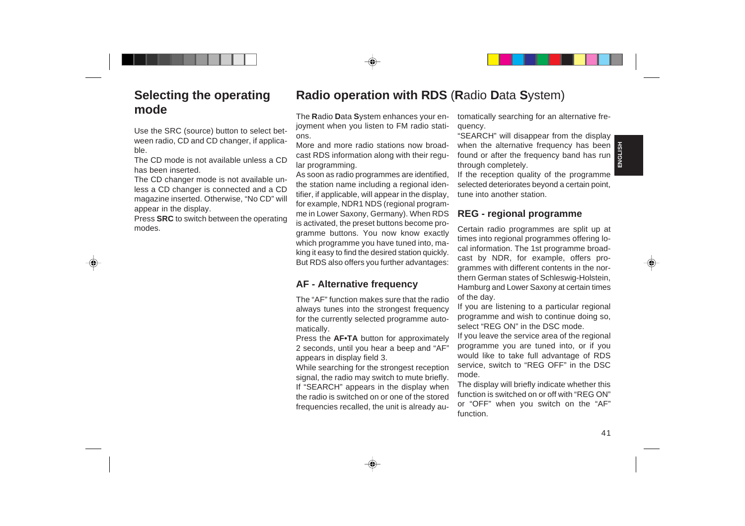## Selecting the operating mode

Use the SRC (source) button to select between radio, CD and CD changer, if applicable.

The CD mode is not available unless a CD has been inserted.

The CD changer mode is not available unless a CD changer is connected and a CD magazine inserted. Otherwise, “No CD” will appear in the display.

Press **SRC** to switch between the operating modes.

## Radio operation with RDS (**R**adio **D**ata **S**ystem)

The **R**adio **D**ata **S**ystem enhances your enjoyment when you listen to FM radio stations.

More and more radio stations now broadcast RDS information along with their regular programming.

As soon as radio programmes are identified, the station name including a regional identifier, if applicable, will appear in the display, for example, NDR1 NDS (regional programme in Lower Saxony, Germany). When RDS is activated, the preset buttons become programme buttons. You now know exactly which programme you have tuned into, making it easy to find the desired station quickly. But RDS also offers you further advantages:

### AF - Alternative frequency

The “AF” function makes sure that the radio always tunes into the strongest frequency for the currently selected programme automatically.

Press the **AF•TA** button for approximately 2 seconds, until you hear a beep and “AF” appears in display field 3.

While searching for the strongest reception signal, the radio may switch to mute briefly.

If “SEARCH” appears in the display when the radio is switched on or one of the stored frequencies recalled, the unit is already automatically searching for an alternative frequency.

“SEARCH” will disappear from the display when the alternative frequency has been found or after the frequency band has run through completely.

If the reception quality of the programme selected deteriorates beyond a certain point, tune into another station.

### REG - regional programme

Certain radio programmes are split up at times into regional programmes offering local information. The 1st programme broadcast by NDR, for example, offers programmes with different contents in the northern German states of Schleswig-Holstein, Hamburg and Lower Saxony at certain times of the day.

If you are listening to a particular regional programme and wish to continue doing so, select “REG ON” in the DSC mode.

If you leave the service area of the regional programme you are tuned into, or if you would like to take full advantage of RDS service, switch to “REG OFF” in the DSC mode.

The display will briefly indicate whether this function is switched on or off with “REG ON” or “OFF” when you switch on the “AF” function.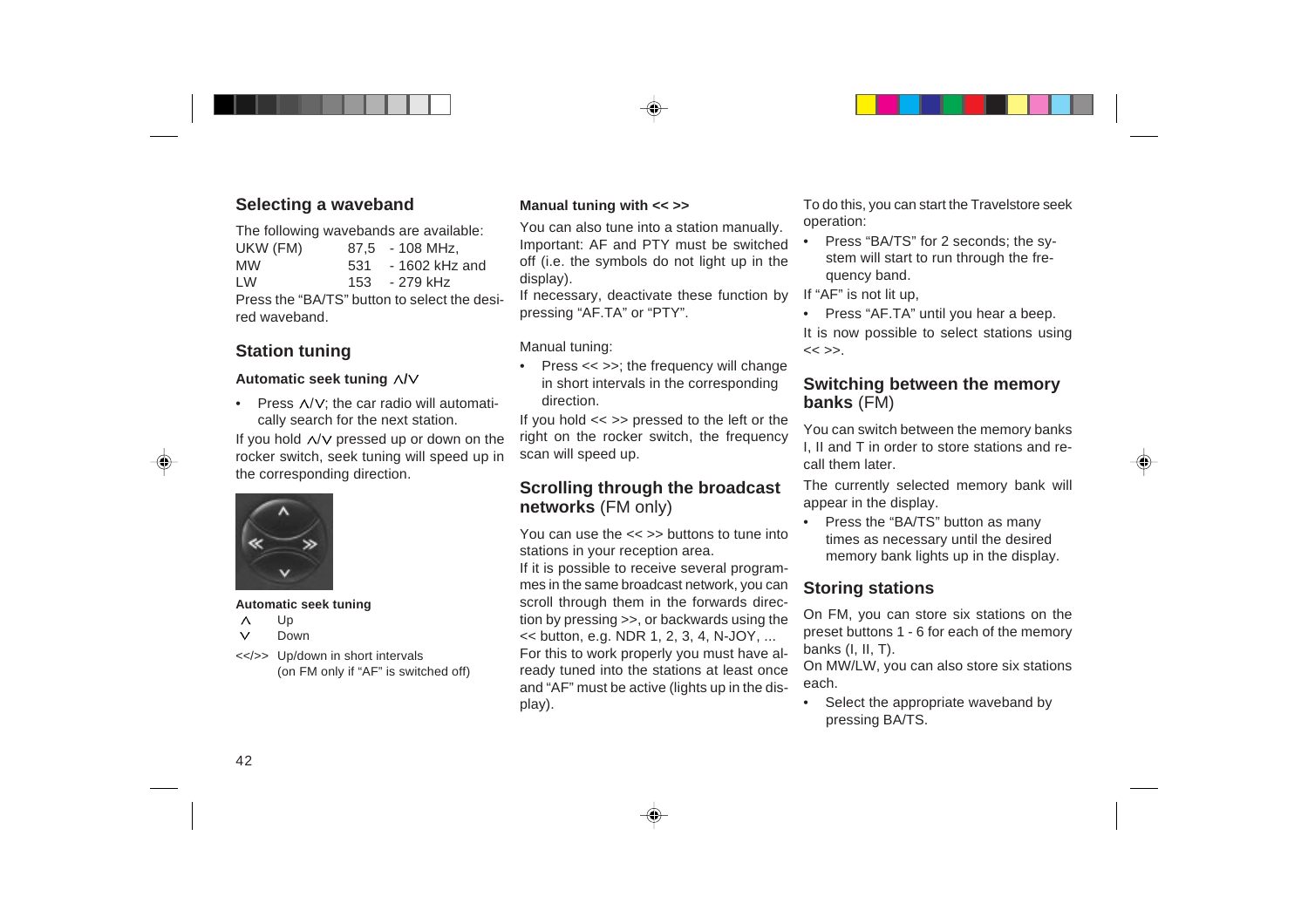## Selecting a waveband

The following wavebands are available:

| | | |
|---|---|---|
| UKW (FM) | 87,5 | - 108 MHz, |
| MW | 531 | - 1602 kHz and |
| LW | 153 | - 279 kHz |

Press the “BA/TS” button to select the desired waveband.

## Station tuning

### Automatic seek tuning ∧/∨

- Press ∧/∨; the car radio will automatically search for the next station.

If you hold ∧/∨ pressed up or down on the rocker switch, seek tuning will speed up in the corresponding direction.

**Automatic seek tuning**

| | |
|---|---|
| ∧ | Up |
| ∨ | Down |
| <</>> | Up/down in short intervals (on FM only if “AF” is switched off) |

### Manual tuning with << >>

You can also tune into a station manually.
Important: AF and PTY must be switched off (i.e. the symbols do not light up in the display).
If necessary, deactivate these function by pressing “AF.TA” or “PTY”.

Manual tuning:

- Press << >>; the frequency will change in short intervals in the corresponding direction.

If you hold << >> pressed to the left or the right on the rocker switch, the frequency scan will speed up.

## Scrolling through the broadcast networks (FM only)

You can use the << >> buttons to tune into stations in your reception area.
If it is possible to receive several programmes in the same broadcast network, you can scroll through them in the forwards direction by pressing >>, or backwards using the << button, e.g. NDR 1, 2, 3, 4, N-JOY, ...
For this to work properly you must have already tuned into the stations at least once and “AF” must be active (lights up in the display).

To do this, you can start the Travelstore seek operation:

- Press “BA/TS” for 2 seconds; the system will start to run through the frequency band.

If “AF” is not lit up,

- Press “AF.TA” until you hear a beep.

It is now possible to select stations using << >>.

## Switching between the memory banks (FM)

You can switch between the memory banks I, II and T in order to store stations and recall them later.

The currently selected memory bank will appear in the display.

- Press the “BA/TS” button as many times as necessary until the desired memory bank lights up in the display.

## Storing stations

On FM, you can store six stations on the preset buttons 1 - 6 for each of the memory banks (I, II, T).
On MW/LW, you can also store six stations each.

- Select the appropriate waveband by pressing BA/TS.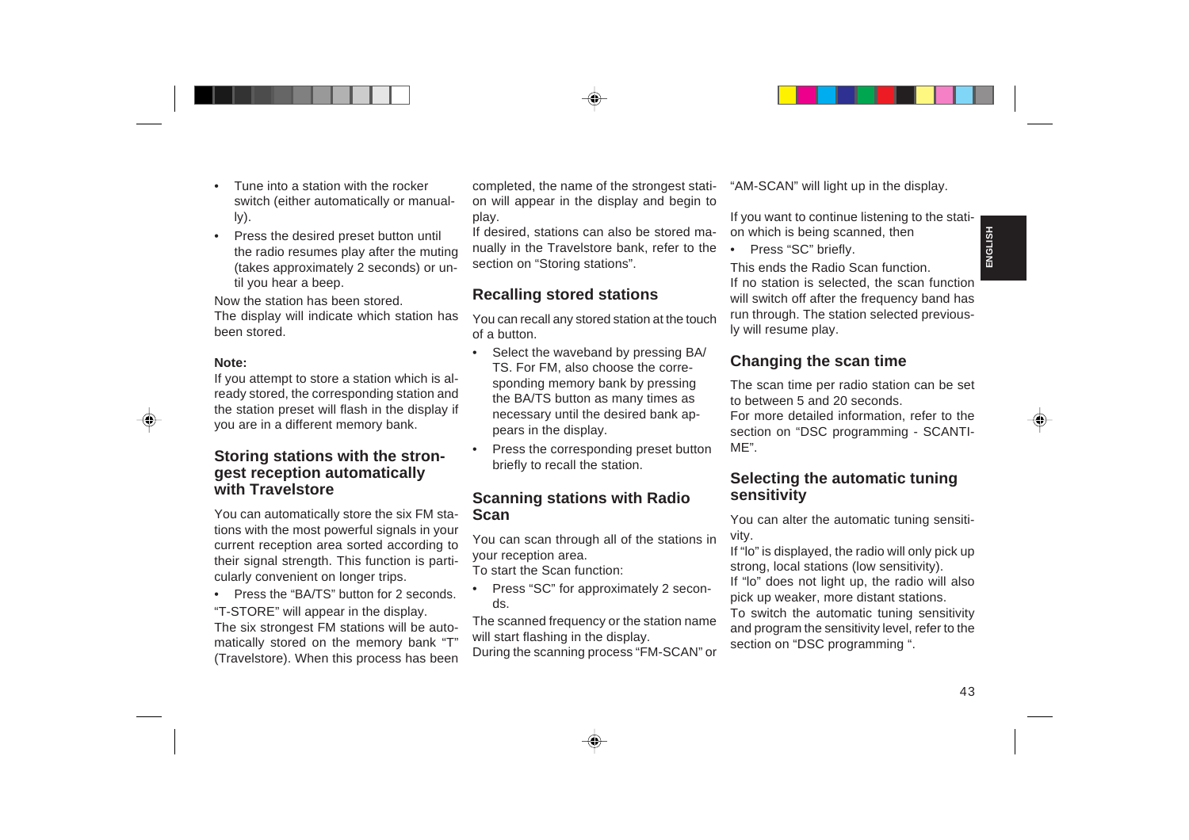- Tune into a station with the rocker switch (either automatically or manually).
- Press the desired preset button until the radio resumes play after the muting (takes approximately 2 seconds) or until you hear a beep.

Now the station has been stored.
The display will indicate which station has been stored.

**Note:**
If you attempt to store a station which is already stored, the corresponding station and the station preset will flash in the display if you are in a different memory bank.

## Storing stations with the strongest reception automatically with Travelstore

You can automatically store the six FM stations with the most powerful signals in your current reception area sorted according to their signal strength. This function is particularly convenient on longer trips.

- Press the “BA/TS” button for 2 seconds.

“T-STORE” will appear in the display.
The six strongest FM stations will be automatically stored on the memory bank “T” (Travelstore). When this process has been completed, the name of the strongest station will appear in the display and begin to play.
If desired, stations can also be stored manually in the Travelstore bank, refer to the section on “Storing stations”.

## Recalling stored stations

You can recall any stored station at the touch of a button.

- Select the waveband by pressing BA/TS. For FM, also choose the corresponding memory bank by pressing the BA/TS button as many times as necessary until the desired bank appears in the display.
- Press the corresponding preset button briefly to recall the station.

## Scanning stations with Radio Scan

You can scan through all of the stations in your reception area.
To start the Scan function:

- Press “SC” for approximately 2 seconds.

The scanned frequency or the station name will start flashing in the display.
During the scanning process “FM-SCAN” or “AM-SCAN” will light up in the display.

If you want to continue listening to the station which is being scanned, then

- Press “SC” briefly.

This ends the Radio Scan function.
If no station is selected, the scan function will switch off after the frequency band has run through. The station selected previously will resume play.

## Changing the scan time

The scan time per radio station can be set to between 5 and 20 seconds.
For more detailed information, refer to the section on “DSC programming - SCANTIME”.

## Selecting the automatic tuning sensitivity

You can alter the automatic tuning sensitivity.
If “lo” is displayed, the radio will only pick up strong, local stations (low sensitivity).
If “lo” does not light up, the radio will also pick up weaker, more distant stations.
To switch the automatic tuning sensitivity and program the sensitivity level, refer to the section on “DSC programming “.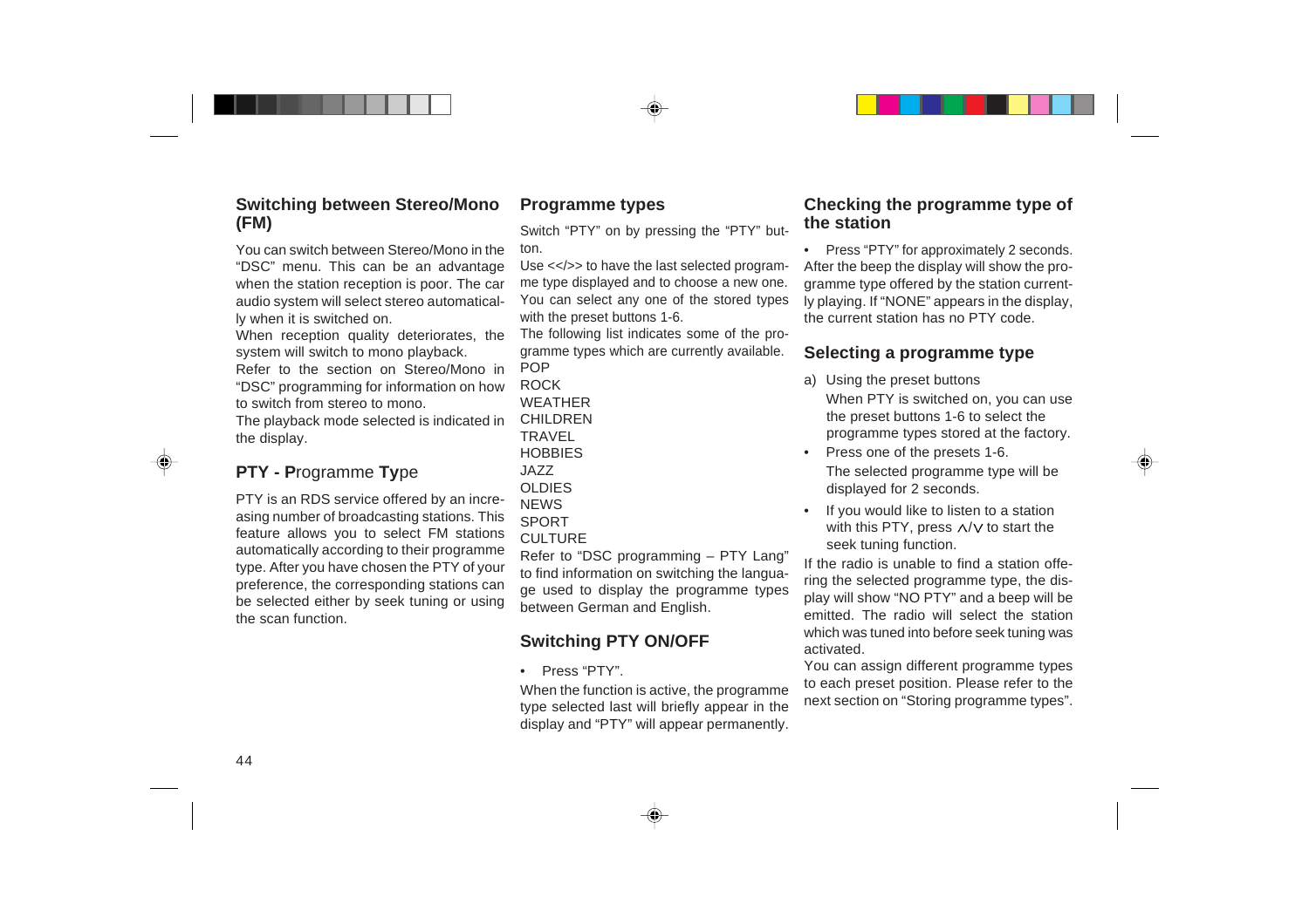## Switching between Stereo/Mono (FM)

You can switch between Stereo/Mono in the "DSC" menu. This can be an advantage when the station reception is poor. The car audio system will select stereo automatically when it is switched on.
When reception quality deteriorates, the system will switch to mono playback.
Refer to the section on Stereo/Mono in "DSC" programming for information on how to switch from stereo to mono.
The playback mode selected is indicated in the display.

## PTY - Programme Type

PTY is an RDS service offered by an increasing number of broadcasting stations. This feature allows you to select FM stations automatically according to their programme type. After you have chosen the PTY of your preference, the corresponding stations can be selected either by seek tuning or using the scan function.

## Programme types

Switch "PTY" on by pressing the "PTY" button.
Use <</>> to have the last selected programme type displayed and to choose a new one. You can select any one of the stored types with the preset buttons 1-6.
The following list indicates some of the programme types which are currently available.
POP
ROCK
WEATHER
CHILDREN
TRAVEL
HOBBIES
JAZZ
OLDIES
NEWS
SPORT
CULTURE
Refer to "DSC programming – PTY Lang" to find information on switching the language used to display the programme types between German and English.

## Switching PTY ON/OFF

- Press "PTY".

When the function is active, the programme type selected last will briefly appear in the display and "PTY" will appear permanently.

## Checking the programme type of the station

- Press "PTY" for approximately 2 seconds.

After the beep the display will show the programme type offered by the station currently playing. If "NONE" appears in the display, the current station has no PTY code.

## Selecting a programme type

a) Using the preset buttons
   When PTY is switched on, you can use the preset buttons 1-6 to select the programme types stored at the factory.

- Press one of the presets 1-6.
  The selected programme type will be displayed for 2 seconds.
- If you would like to listen to a station with this PTY, press ∧/∨ to start the seek tuning function.

If the radio is unable to find a station offering the selected programme type, the display will show "NO PTY" and a beep will be emitted. The radio will select the station which was tuned into before seek tuning was activated.
You can assign different programme types to each preset position. Please refer to the next section on "Storing programme types".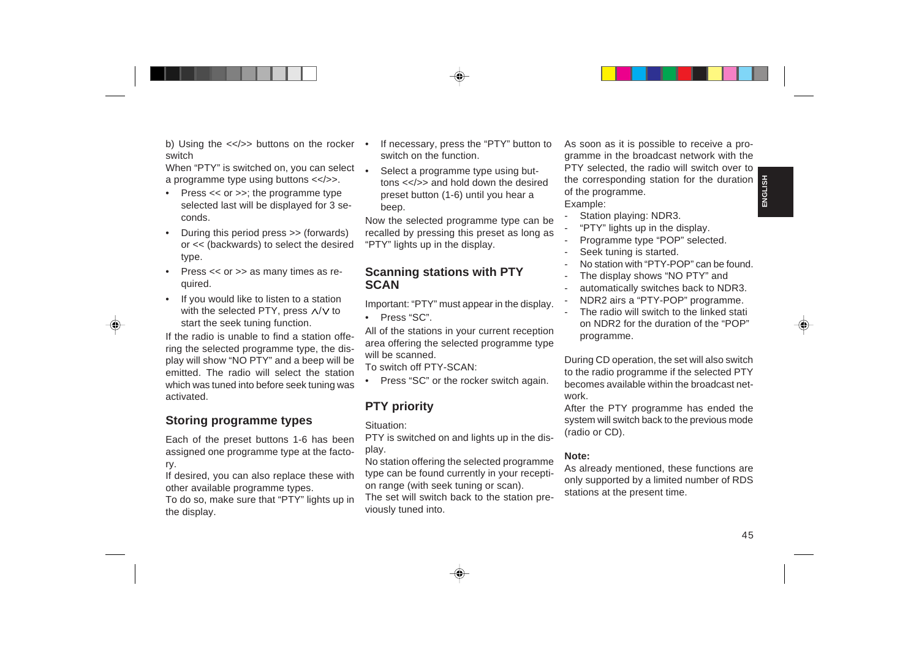b) Using the <</>> buttons on the rocker switch

When "PTY" is switched on, you can select a programme type using buttons <</>>.

- Press << or >>; the programme type selected last will be displayed for 3 seconds.
- During this period press >> (forwards) or << (backwards) to select the desired type.
- Press << or >> as many times as required.
- If you would like to listen to a station with the selected PTY, press ∧/∨ to start the seek tuning function.

If the radio is unable to find a station offering the selected programme type, the display will show "NO PTY" and a beep will be emitted. The radio will select the station which was tuned into before seek tuning was activated.

## Storing programme types

Each of the preset buttons 1-6 has been assigned one programme type at the factory.

If desired, you can also replace these with other available programme types.

To do so, make sure that "PTY" lights up in the display.

- If necessary, press the "PTY" button to switch on the function.
- Select a programme type using buttons <</>> and hold down the desired preset button (1-6) until you hear a beep.

Now the selected programme type can be recalled by pressing this preset as long as "PTY" lights up in the display.

## Scanning stations with PTY SCAN

Important: "PTY" must appear in the display.

- Press "SC".

All of the stations in your current reception area offering the selected programme type will be scanned.

To switch off PTY-SCAN:

- Press "SC" or the rocker switch again.

## PTY priority

Situation:

PTY is switched on and lights up in the display.

No station offering the selected programme type can be found currently in your reception range (with seek tuning or scan).

The set will switch back to the station previously tuned into.

As soon as it is possible to receive a programme in the broadcast network with the PTY selected, the radio will switch over to the corresponding station for the duration of the programme.

Example:

- Station playing: NDR3.
- "PTY" lights up in the display.
- Programme type "POP" selected.
- Seek tuning is started.
- No station with "PTY-POP" can be found.
- The display shows "NO PTY" and
- automatically switches back to NDR3.
- NDR2 airs a "PTY-POP" programme.
- The radio will switch to the linked stati on NDR2 for the duration of the "POP" programme.

During CD operation, the set will also switch to the radio programme if the selected PTY becomes available within the broadcast network.

After the PTY programme has ended the system will switch back to the previous mode (radio or CD).

**Note:**

As already mentioned, these functions are only supported by a limited number of RDS stations at the present time.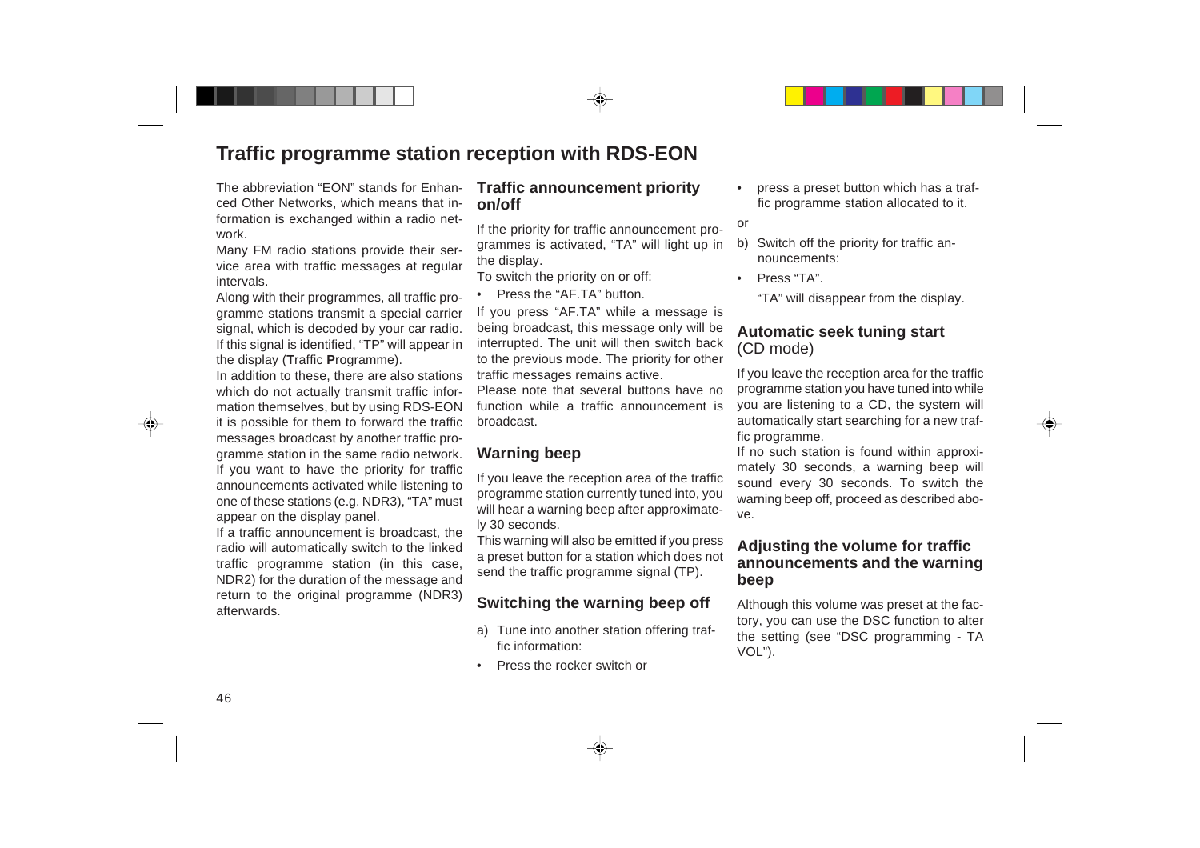# Traffic programme station reception with RDS-EON

The abbreviation "EON" stands for Enhanced Other Networks, which means that information is exchanged within a radio network.

Many FM radio stations provide their service area with traffic messages at regular intervals.

Along with their programmes, all traffic programme stations transmit a special carrier signal, which is decoded by your car radio. If this signal is identified, "TP" will appear in the display (**T**raffic **P**rogramme).

In addition to these, there are also stations which do not actually transmit traffic information themselves, but by using RDS-EON it is possible for them to forward the traffic messages broadcast by another traffic programme station in the same radio network.

If you want to have the priority for traffic announcements activated while listening to one of these stations (e.g. NDR3), "TA" must appear on the display panel.

If a traffic announcement is broadcast, the radio will automatically switch to the linked traffic programme station (in this case, NDR2) for the duration of the message and return to the original programme (NDR3) afterwards.

## Traffic announcement priority on/off

If the priority for traffic announcement programmes is activated, "TA" will light up in the display.

To switch the priority on or off:

- Press the "AF.TA" button.

If you press "AF.TA" while a message is being broadcast, this message only will be interrupted. The unit will then switch back to the previous mode. The priority for other traffic messages remains active.

Please note that several buttons have no function while a traffic announcement is broadcast.

## Warning beep

If you leave the reception area of the traffic programme station currently tuned into, you will hear a warning beep after approximately 30 seconds.

This warning will also be emitted if you press a preset button for a station which does not send the traffic programme signal (TP).

## Switching the warning beep off

a) Tune into another station offering traffic information:

- Press the rocker switch or
- press a preset button which has a traffic programme station allocated to it.

or

b) Switch off the priority for traffic announcements:

- Press "TA".

  "TA" will disappear from the display.

## Automatic seek tuning start (CD mode)

If you leave the reception area for the traffic programme station you have tuned into while you are listening to a CD, the system will automatically start searching for a new traffic programme.

If no such station is found within approximately 30 seconds, a warning beep will sound every 30 seconds. To switch the warning beep off, proceed as described above.

## Adjusting the volume for traffic announcements and the warning beep

Although this volume was preset at the factory, you can use the DSC function to alter the setting (see "DSC programming - TA VOL").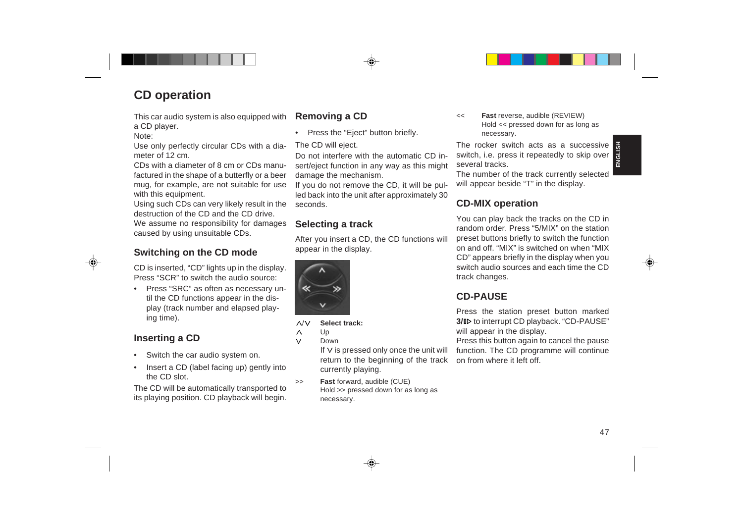# CD operation

This car audio system is also equipped with a CD player.

Note:

Use only perfectly circular CDs with a diameter of 12 cm.

CDs with a diameter of 8 cm or CDs manufactured in the shape of a butterfly or a beer mug, for example, are not suitable for use with this equipment.

Using such CDs can very likely result in the destruction of the CD and the CD drive.

We assume no responsibility for damages caused by using unsuitable CDs.

## Switching on the CD mode

CD is inserted, "CD" lights up in the display. Press "SCR" to switch the audio source:

- Press "SRC" as often as necessary until the CD functions appear in the display (track number and elapsed playing time).

## Inserting a CD

- Switch the car audio system on.
- Insert a CD (label facing up) gently into the CD slot.

The CD will be automatically transported to its playing position. CD playback will begin.

## Removing a CD

- Press the "Eject" button briefly.

The CD will eject.

Do not interfere with the automatic CD insert/eject function in any way as this might damage the mechanism.

If you do not remove the CD, it will be pulled back into the unit after approximately 30 seconds.

## Selecting a track

After you insert a CD, the CD functions will appear in the display.

∧/∨ **Select track:**

∧ Up

∨ Down

If ∨ is pressed only once the unit will return to the beginning of the track currently playing.

>> **Fast** forward, audible (CUE)
Hold >> pressed down for as long as necessary.

<< **Fast** reverse, audible (REVIEW)
Hold << pressed down for as long as necessary.

The rocker switch acts as a successive switch, i.e. press it repeatedly to skip over several tracks.

The number of the track currently selected will appear beside "T" in the display.

## CD-MIX operation

You can play back the tracks on the CD in random order. Press "5/MIX" on the station preset buttons briefly to switch the function on and off. "MIX" is switched on when "MIX CD" appears briefly in the display when you switch audio sources and each time the CD track changes.

## CD-PAUSE

Press the station preset button marked **3/II▷** to interrupt CD playback. "CD-PAUSE" will appear in the display.

Press this button again to cancel the pause function. The CD programme will continue on from where it left off.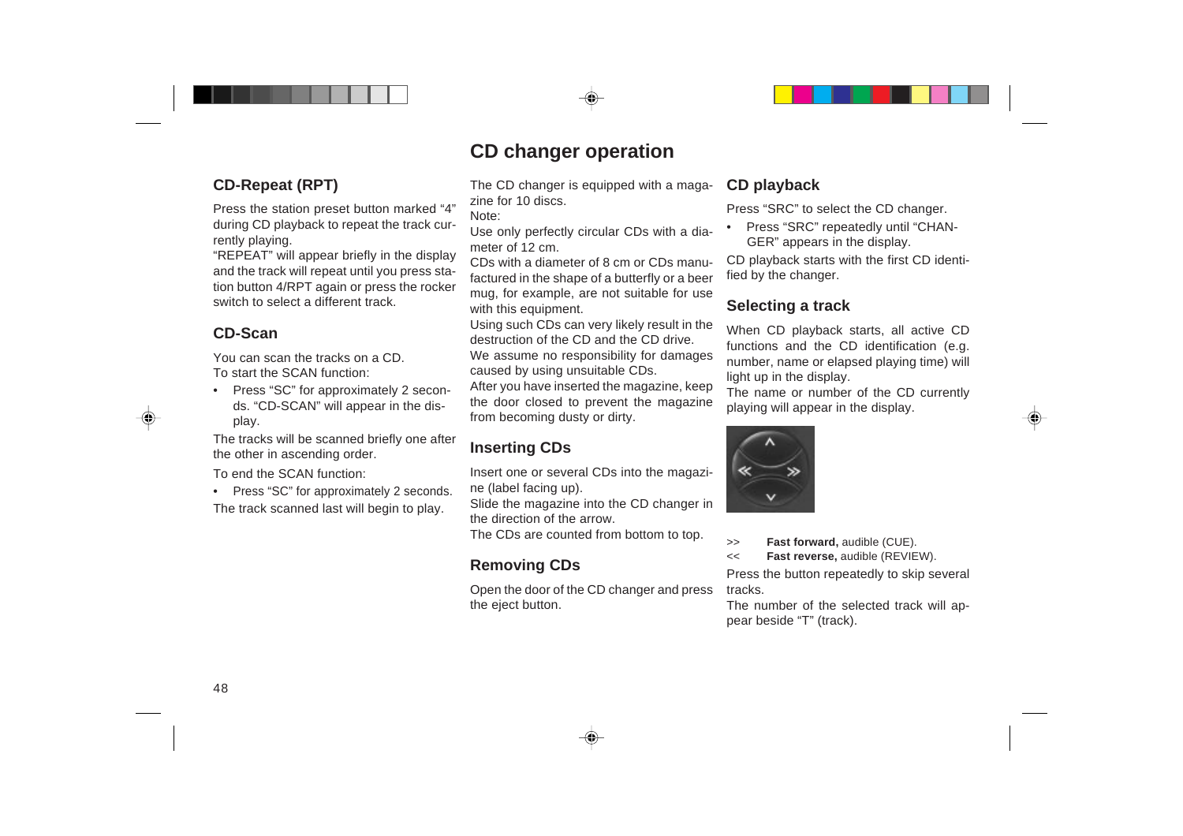# CD changer operation

## CD-Repeat (RPT)

Press the station preset button marked “4” during CD playback to repeat the track currently playing.
“REPEAT” will appear briefly in the display and the track will repeat until you press station button 4/RPT again or press the rocker switch to select a different track.

## CD-Scan

You can scan the tracks on a CD.
To start the SCAN function:

- Press “SC” for approximately 2 seconds. “CD-SCAN” will appear in the display.

The tracks will be scanned briefly one after the other in ascending order.

To end the SCAN function:

- Press “SC” for approximately 2 seconds.

The track scanned last will begin to play.

The CD changer is equipped with a magazine for 10 discs.
Note:
Use only perfectly circular CDs with a diameter of 12 cm.
CDs with a diameter of 8 cm or CDs manufactured in the shape of a butterfly or a beer mug, for example, are not suitable for use with this equipment.
Using such CDs can very likely result in the destruction of the CD and the CD drive.
We assume no responsibility for damages caused by using unsuitable CDs.
After you have inserted the magazine, keep the door closed to prevent the magazine from becoming dusty or dirty.

## Inserting CDs

Insert one or several CDs into the magazine (label facing up).
Slide the magazine into the CD changer in the direction of the arrow.
The CDs are counted from bottom to top.

## Removing CDs

Open the door of the CD changer and press the eject button.

## CD playback

Press “SRC” to select the CD changer.

- Press “SRC” repeatedly until “CHANGER” appears in the display.

CD playback starts with the first CD identified by the changer.

## Selecting a track

When CD playback starts, all active CD functions and the CD identification (e.g. number, name or elapsed playing time) will light up in the display.
The name or number of the CD currently playing will appear in the display.

>> **Fast forward,** audible (CUE).
<< **Fast reverse,** audible (REVIEW).

Press the button repeatedly to skip several tracks.
The number of the selected track will appear beside “T” (track).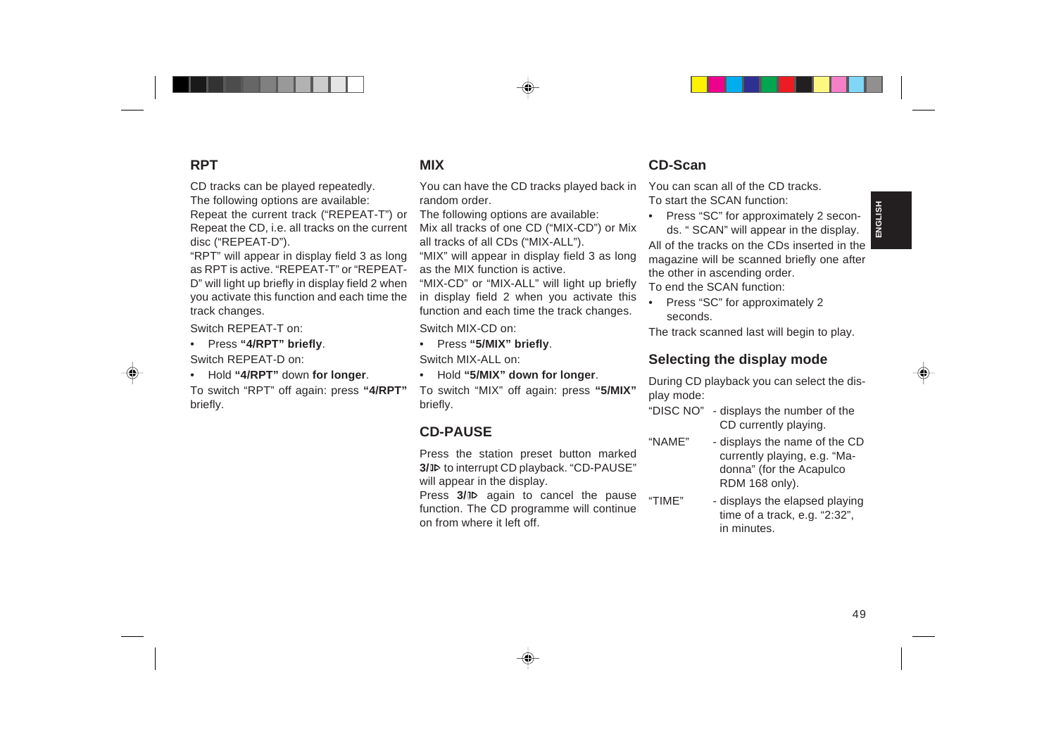## RPT

CD tracks can be played repeatedly.
The following options are available:
Repeat the current track (“REPEAT-T”) or Repeat the CD, i.e. all tracks on the current disc (“REPEAT-D”).
“RPT” will appear in display field 3 as long as RPT is active. “REPEAT-T” or “REPEAT-D” will light up briefly in display field 2 when you activate this function and each time the track changes.

Switch REPEAT-T on:

- Press **“4/RPT” briefly**.

Switch REPEAT-D on:

- Hold **“4/RPT”** down **for longer**.

To switch “RPT” off again: press **“4/RPT”** briefly.

## MIX

You can have the CD tracks played back in random order.
The following options are available:
Mix all tracks of one CD (“MIX-CD”) or Mix all tracks of all CDs (“MIX-ALL”).
“MIX” will appear in display field 3 as long as the MIX function is active.
“MIX-CD” or “MIX-ALL” will light up briefly in display field 2 when you activate this function and each time the track changes.

Switch MIX-CD on:

- Press **“5/MIX” briefly**.

Switch MIX-ALL on:

- Hold **“5/MIX” down for longer**.

To switch “MIX” off again: press **“5/MIX”** briefly.

## CD-PAUSE

Press the station preset button marked **3/II▷** to interrupt CD playback. “CD-PAUSE” will appear in the display.
Press **3/II▷** again to cancel the pause function. The CD programme will continue on from where it left off.

## CD-Scan

You can scan all of the CD tracks.
To start the SCAN function:

- Press “SC” for approximately 2 seconds. “ SCAN” will appear in the display.

All of the tracks on the CDs inserted in the magazine will be scanned briefly one after the other in ascending order.
To end the SCAN function:

- Press “SC” for approximately 2 seconds.

The track scanned last will begin to play.

## Selecting the display mode

During CD playback you can select the display mode:

“DISC NO” - displays the number of the CD currently playing.

“NAME” - displays the name of the CD currently playing, e.g. “Madonna” (for the Acapulco RDM 168 only).

“TIME” - displays the elapsed playing time of a track, e.g. “2:32”, in minutes.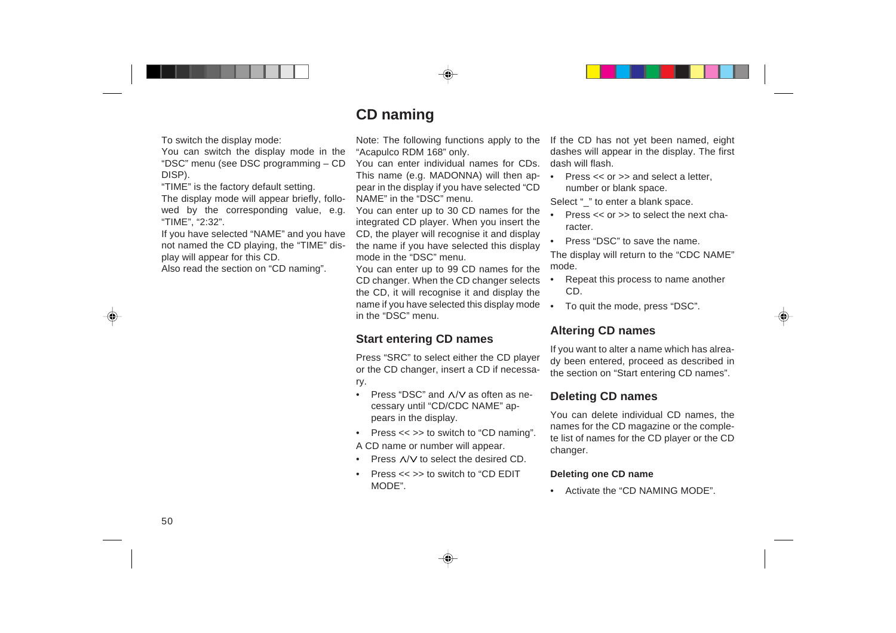To switch the display mode:

You can switch the display mode in the "DSC" menu (see DSC programming – CD DISP).

"TIME" is the factory default setting.

The display mode will appear briefly, followed by the corresponding value, e.g. "TIME", "2:32".

If you have selected "NAME" and you have not named the CD playing, the "TIME" display will appear for this CD.

Also read the section on "CD naming".

# CD naming

Note: The following functions apply to the "Acapulco RDM 168" only.

You can enter individual names for CDs. This name (e.g. MADONNA) will then appear in the display if you have selected "CD NAME" in the "DSC" menu.

You can enter up to 30 CD names for the integrated CD player. When you insert the CD, the player will recognise it and display the name if you have selected this display mode in the "DSC" menu.

You can enter up to 99 CD names for the CD changer. When the CD changer selects the CD, it will recognise it and display the name if you have selected this display mode in the "DSC" menu.

## Start entering CD names

Press "SRC" to select either the CD player or the CD changer, insert a CD if necessary.

- Press "DSC" and ∧/∨ as often as necessary until "CD/CDC NAME" appears in the display.
- Press << >> to switch to "CD naming".

A CD name or number will appear.

- Press ∧/∨ to select the desired CD.
- Press << >> to switch to "CD EDIT MODE".

If the CD has not yet been named, eight dashes will appear in the display. The first dash will flash.

- Press << or >> and select a letter, number or blank space.

Select "_" to enter a blank space.

- Press << or >> to select the next character.
- Press "DSC" to save the name.

The display will return to the "CDC NAME" mode.

- Repeat this process to name another CD.
- To quit the mode, press "DSC".

## Altering CD names

If you want to alter a name which has already been entered, proceed as described in the section on "Start entering CD names".

## Deleting CD names

You can delete individual CD names, the names for the CD magazine or the complete list of names for the CD player or the CD changer.

### Deleting one CD name

- Activate the "CD NAMING MODE".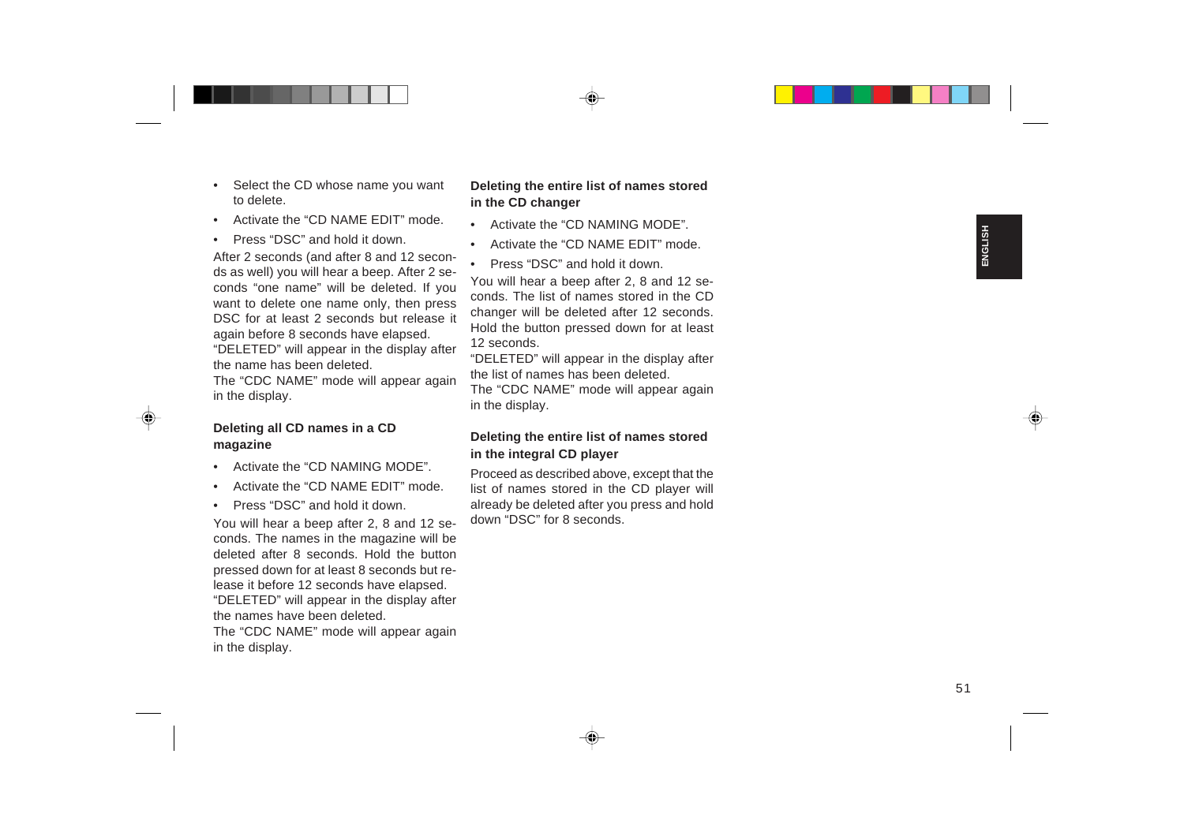- Select the CD whose name you want to delete.
- Activate the “CD NAME EDIT” mode.
- Press “DSC” and hold it down.

After 2 seconds (and after 8 and 12 seconds as well) you will hear a beep. After 2 seconds “one name” will be deleted. If you want to delete one name only, then press DSC for at least 2 seconds but release it again before 8 seconds have elapsed.
“DELETED” will appear in the display after the name has been deleted.
The “CDC NAME” mode will appear again in the display.

### Deleting all CD names in a CD magazine

- Activate the “CD NAMING MODE”.
- Activate the “CD NAME EDIT” mode.
- Press “DSC” and hold it down.

You will hear a beep after 2, 8 and 12 seconds. The names in the magazine will be deleted after 8 seconds. Hold the button pressed down for at least 8 seconds but release it before 12 seconds have elapsed.
“DELETED” will appear in the display after the names have been deleted.
The “CDC NAME” mode will appear again in the display.

### Deleting the entire list of names stored in the CD changer

- Activate the “CD NAMING MODE”.
- Activate the “CD NAME EDIT” mode.
- Press “DSC” and hold it down.

You will hear a beep after 2, 8 and 12 seconds. The list of names stored in the CD changer will be deleted after 12 seconds. Hold the button pressed down for at least 12 seconds.
“DELETED” will appear in the display after the list of names has been deleted.
The “CDC NAME” mode will appear again in the display.

### Deleting the entire list of names stored in the integral CD player

Proceed as described above, except that the list of names stored in the CD player will already be deleted after you press and hold down “DSC” for 8 seconds.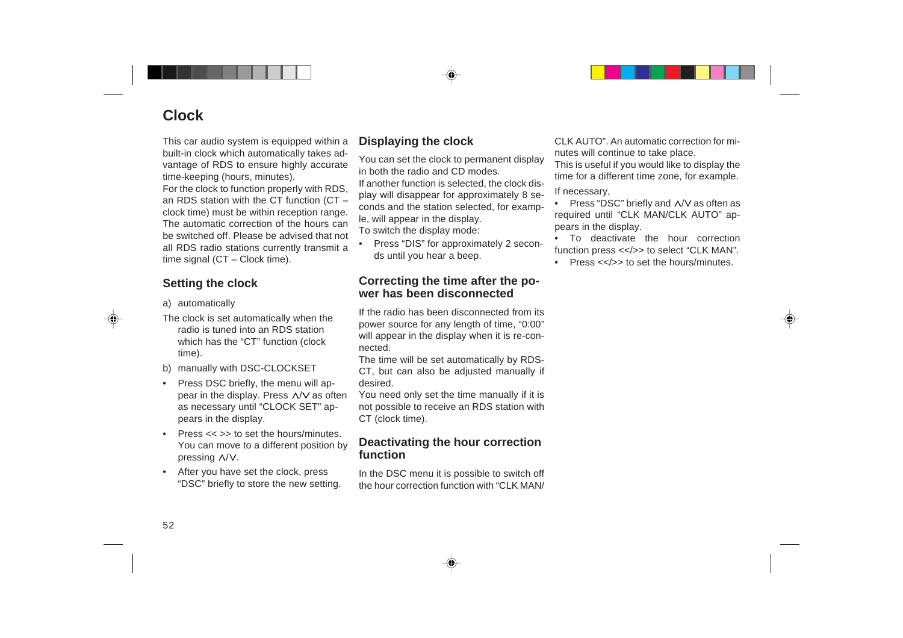# Clock

This car audio system is equipped within a built-in clock which automatically takes advantage of RDS to ensure highly accurate time-keeping (hours, minutes).
For the clock to function properly with RDS, an RDS station with the CT function (CT – clock time) must be within reception range. The automatic correction of the hours can be switched off. Please be advised that not all RDS radio stations currently transmit a time signal (CT – Clock time).

## Setting the clock

a) automatically

The clock is set automatically when the radio is tuned into an RDS station which has the “CT” function (clock time).

b) manually with DSC-CLOCKSET

- Press DSC briefly, the menu will appear in the display. Press ∧/∨ as often as necessary until “CLOCK SET” appears in the display.
- Press << >> to set the hours/minutes. You can move to a different position by pressing ∧/∨.
- After you have set the clock, press “DSC” briefly to store the new setting.

## Displaying the clock

You can set the clock to permanent display in both the radio and CD modes.
If another function is selected, the clock display will disappear for approximately 8 seconds and the station selected, for example, will appear in the display.
To switch the display mode:

- Press “DIS” for approximately 2 seconds until you hear a beep.

## Correcting the time after the power has been disconnected

If the radio has been disconnected from its power source for any length of time, “0:00” will appear in the display when it is re-connected.
The time will be set automatically by RDS-CT, but can also be adjusted manually if desired.
You need only set the time manually if it is not possible to receive an RDS station with CT (clock time).

## Deactivating the hour correction function

In the DSC menu it is possible to switch off the hour correction function with “CLK MAN/CLK AUTO”. An automatic correction for minutes will continue to take place.
This is useful if you would like to display the time for a different time zone, for example.

If necessary,

- Press “DSC” briefly and ∧/∨ as often as required until “CLK MAN/CLK AUTO” appears in the display.
- To deactivate the hour correction function press <</>> to select “CLK MAN”.
- Press <</>> to set the hours/minutes.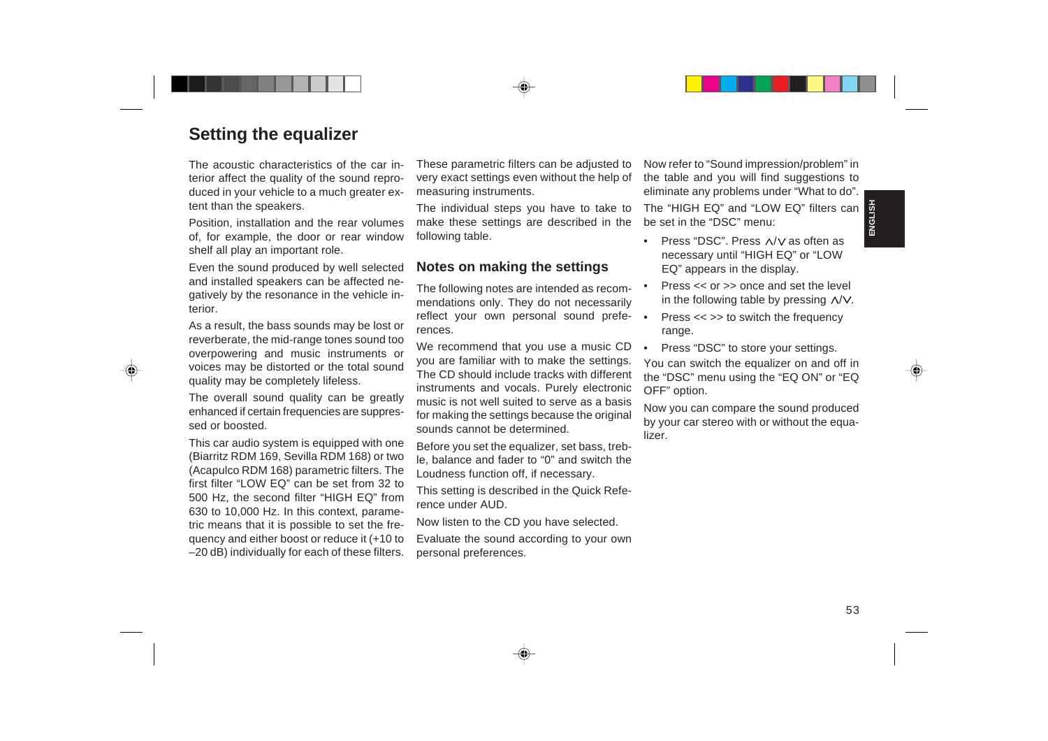# Setting the equalizer

The acoustic characteristics of the car interior affect the quality of the sound reproduced in your vehicle to a much greater extent than the speakers.

Position, installation and the rear volumes of, for example, the door or rear window shelf all play an important role.

Even the sound produced by well selected and installed speakers can be affected negatively by the resonance in the vehicle interior.

As a result, the bass sounds may be lost or reverberate, the mid-range tones sound too overpowering and music instruments or voices may be distorted or the total sound quality may be completely lifeless.

The overall sound quality can be greatly enhanced if certain frequencies are suppressed or boosted.

This car audio system is equipped with one (Biarritz RDM 169, Sevilla RDM 168) or two (Acapulco RDM 168) parametric filters. The first filter “LOW EQ” can be set from 32 to 500 Hz, the second filter “HIGH EQ” from 630 to 10,000 Hz. In this context, parametric means that it is possible to set the frequency and either boost or reduce it (+10 to –20 dB) individually for each of these filters.

These parametric filters can be adjusted to very exact settings even without the help of measuring instruments.

The individual steps you have to take to make these settings are described in the following table.

## Notes on making the settings

The following notes are intended as recommendations only. They do not necessarily reflect your own personal sound preferences.

We recommend that you use a music CD you are familiar with to make the settings. The CD should include tracks with different instruments and vocals. Purely electronic music is not well suited to serve as a basis for making the settings because the original sounds cannot be determined.

Before you set the equalizer, set bass, treble, balance and fader to “0” and switch the Loudness function off, if necessary.

This setting is described in the Quick Reference under AUD.

Now listen to the CD you have selected.

Evaluate the sound according to your own personal preferences.

Now refer to “Sound impression/problem” in the table and you will find suggestions to eliminate any problems under “What to do”.

The “HIGH EQ” and “LOW EQ” filters can be set in the “DSC” menu:

- Press “DSC”. Press ∧/∨ as often as necessary until “HIGH EQ” or “LOW EQ” appears in the display.
- Press << or >> once and set the level in the following table by pressing ∧/∨.
- Press << >> to switch the frequency range.
- Press “DSC” to store your settings.

You can switch the equalizer on and off in the “DSC” menu using the “EQ ON” or “EQ OFF” option.

Now you can compare the sound produced by your car stereo with or without the equalizer.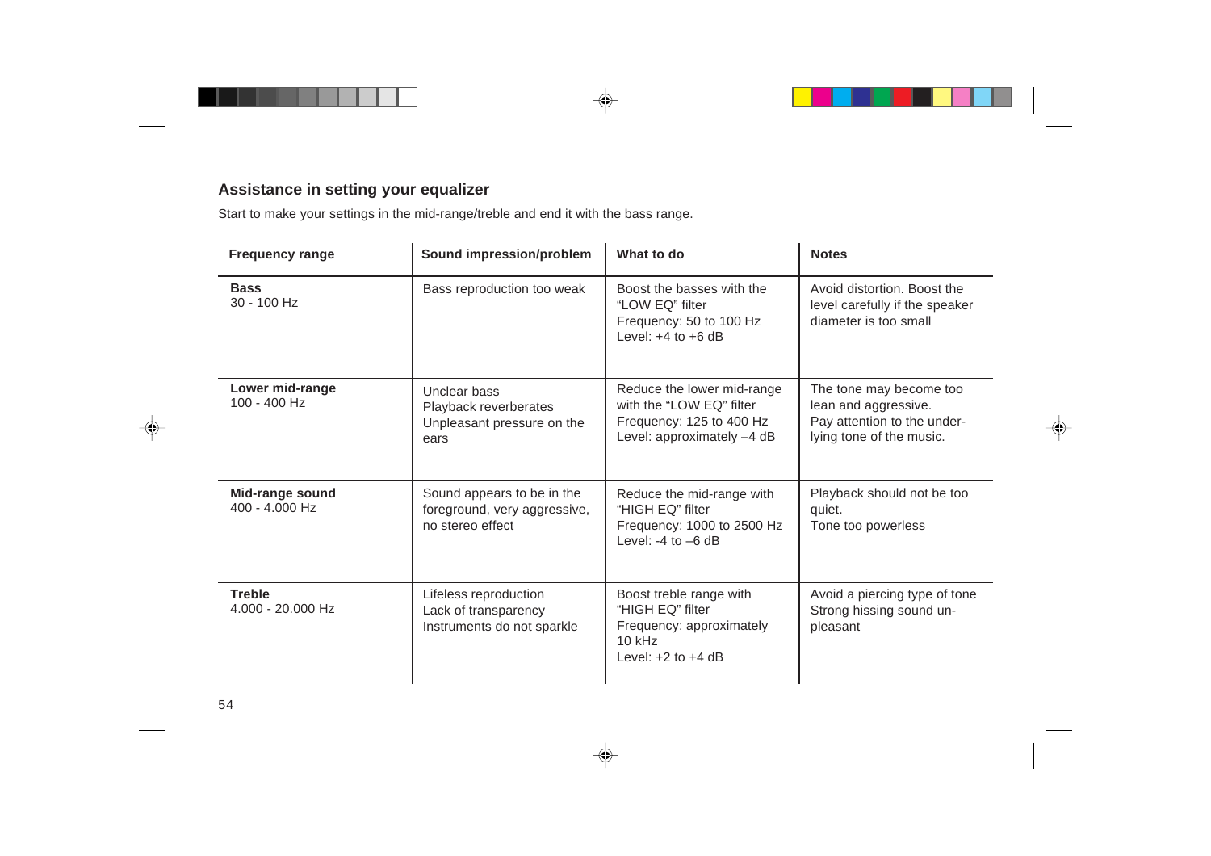## Assistance in setting your equalizer

Start to make your settings in the mid-range/treble and end it with the bass range.

| Frequency range | Sound impression/problem | What to do | Notes |
|---|---|---|---|
| **Bass**<br>30 - 100 Hz | Bass reproduction too weak | Boost the basses with the “LOW EQ” filter<br>Frequency: 50 to 100 Hz<br>Level: +4 to +6 dB | Avoid distortion. Boost the level carefully if the speaker diameter is too small |
| **Lower mid-range**<br>100 - 400 Hz | Unclear bass<br>Playback reverberates<br>Unpleasant pressure on the ears | Reduce the lower mid-range with the “LOW EQ” filter<br>Frequency: 125 to 400 Hz<br>Level: approximately –4 dB | The tone may become too lean and aggressive.<br>Pay attention to the underlying tone of the music. |
| **Mid-range sound**<br>400 - 4.000 Hz | Sound appears to be in the foreground, very aggressive, no stereo effect | Reduce the mid-range with “HIGH EQ” filter<br>Frequency: 1000 to 2500 Hz<br>Level: -4 to –6 dB | Playback should not be too quiet.<br>Tone too powerless |
| **Treble**<br>4.000 - 20.000 Hz | Lifeless reproduction<br>Lack of transparency<br>Instruments do not sparkle | Boost treble range with “HIGH EQ” filter<br>Frequency: approximately 10 kHz<br>Level: +2 to +4 dB | Avoid a piercing type of tone<br>Strong hissing sound unpleasant |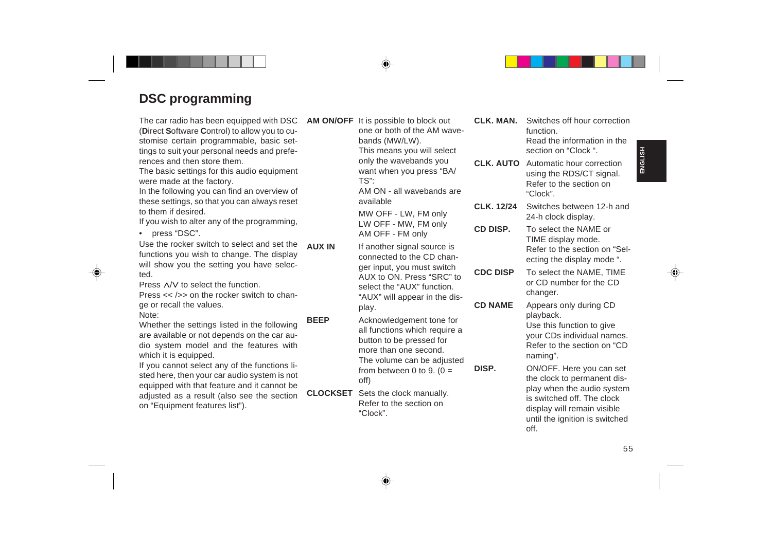# DSC programming

The car radio has been equipped with DSC (**D**irect **S**oftware **C**ontrol) to allow you to customise certain programmable, basic settings to suit your personal needs and preferences and then store them.

The basic settings for this audio equipment were made at the factory.

In the following you can find an overview of these settings, so that you can always reset to them if desired.

If you wish to alter any of the programming,

- press "DSC".

Use the rocker switch to select and set the functions you wish to change. The display will show you the setting you have selected.

Press ∧/∨ to select the function.

Press << />> on the rocker switch to change or recall the values.

Note:

Whether the settings listed in the following are available or not depends on the car audio system model and the features with which it is equipped.

If you cannot select any of the functions listed here, then your car audio system is not equipped with that feature and it cannot be adjusted as a result (also see the section on "Equipment features list").

**AM ON/OFF** It is possible to block out one or both of the AM wavebands (MW/LW).
This means you will select only the wavebands you want when you press "BA/TS":
AM ON - all wavebands are available
MW OFF - LW, FM only
LW OFF - MW, FM only
AM OFF - FM only

**AUX IN** If another signal source is connected to the CD changer input, you must switch AUX to ON. Press "SRC" to select the "AUX" function. "AUX" will appear in the display.

**BEEP** Acknowledgement tone for all functions which require a button to be pressed for more than one second.
The volume can be adjusted from between 0 to 9. (0 = off)

**CLOCKSET** Sets the clock manually. Refer to the section on "Clock".

**CLK. MAN.** Switches off hour correction function.
Read the information in the section on "Clock ".

**CLK. AUTO** Automatic hour correction using the RDS/CT signal. Refer to the section on "Clock".

**CLK. 12/24** Switches between 12-h and 24-h clock display.

**CD DISP.** To select the NAME or TIME display mode.
Refer to the section on "Selecting the display mode ".

**CDC DISP** To select the NAME, TIME or CD number for the CD changer.

**CD NAME** Appears only during CD playback.
Use this function to give your CDs individual names. Refer to the section on "CD naming".

**DISP.** ON/OFF. Here you can set the clock to permanent display when the audio system is switched off. The clock display will remain visible until the ignition is switched off.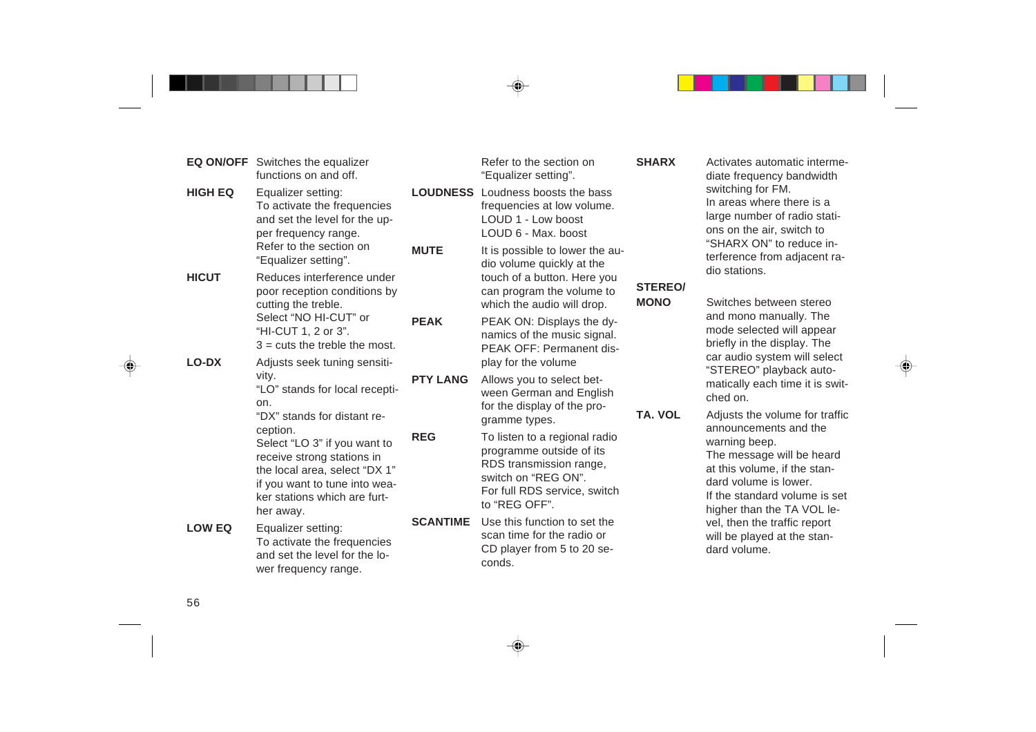**EQ ON/OFF** Switches the equalizer functions on and off.

**HIGH EQ** Equalizer setting:
To activate the frequencies and set the level for the upper frequency range.
Refer to the section on "Equalizer setting".

**HICUT** Reduces interference under poor reception conditions by cutting the treble.
Select "NO HI-CUT" or "HI-CUT 1, 2 or 3".
3 = cuts the treble the most.

**LO-DX** Adjusts seek tuning sensitivity.
"LO" stands for local reception.
"DX" stands for distant reception.
Select "LO 3" if you want to receive strong stations in the local area, select "DX 1" if you want to tune into weaker stations which are further away.

**LOW EQ** Equalizer setting:
To activate the frequencies and set the level for the lower frequency range.
Refer to the section on "Equalizer setting".

**LOUDNESS** Loudness boosts the bass frequencies at low volume.
LOUD 1 - Low boost
LOUD 6 - Max. boost

**MUTE** It is possible to lower the audio volume quickly at the touch of a button. Here you can program the volume to which the audio will drop.

**PEAK** PEAK ON: Displays the dynamics of the music signal.
PEAK OFF: Permanent display for the volume

**PTY LANG** Allows you to select between German and English for the display of the programme types.

**REG** To listen to a regional radio programme outside of its RDS transmission range, switch on "REG ON".
For full RDS service, switch to "REG OFF".

**SCANTIME** Use this function to set the scan time for the radio or CD player from 5 to 20 seconds.

**SHARX** Activates automatic intermediate frequency bandwidth switching for FM.
In areas where there is a large number of radio stations on the air, switch to "SHARX ON" to reduce interference from adjacent radio stations.

**STEREO/MONO** Switches between stereo and mono manually. The mode selected will appear briefly in the display. The car audio system will select "STEREO" playback automatically each time it is switched on.

**TA. VOL** Adjusts the volume for traffic announcements and the warning beep.
The message will be heard at this volume, if the standard volume is lower.
If the standard volume is set higher than the TA VOL level, then the traffic report will be played at the standard volume.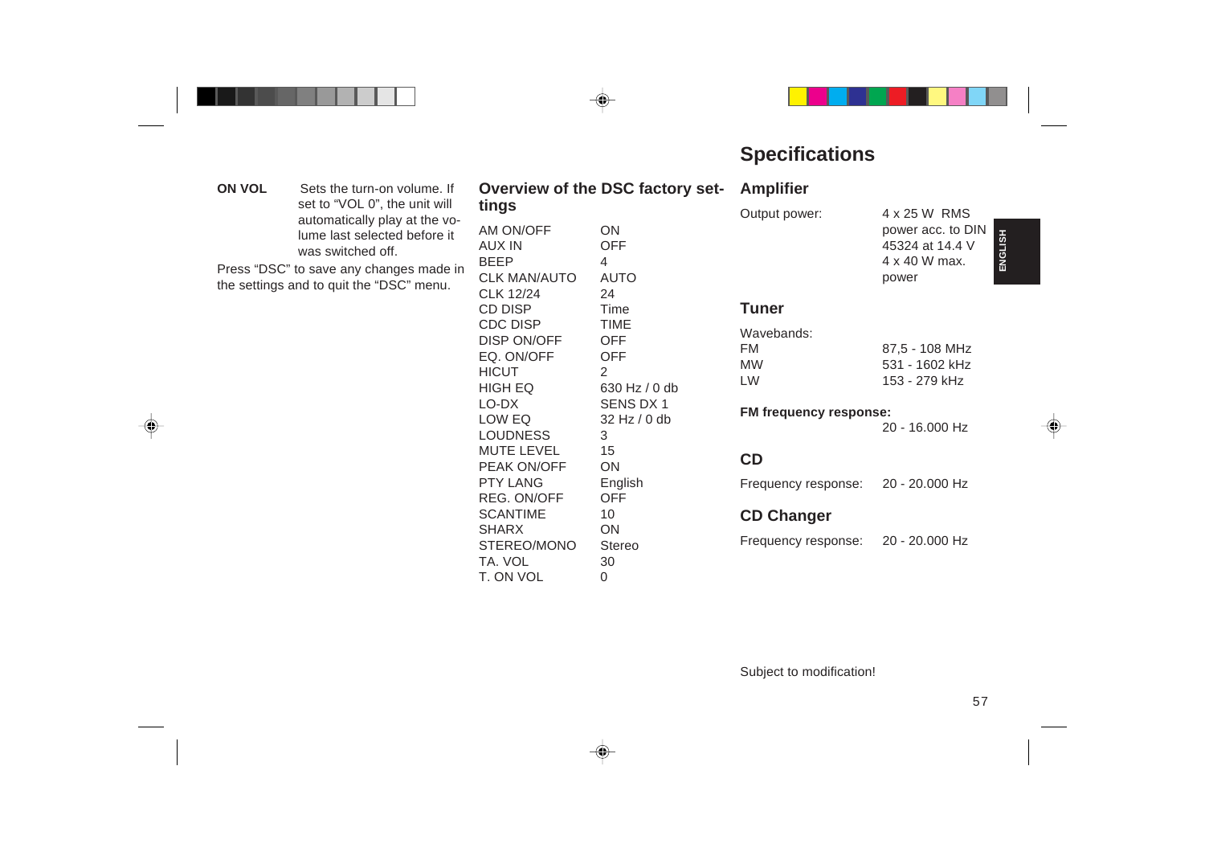**ON VOL** Sets the turn-on volume. If set to “VOL 0”, the unit will automatically play at the volume last selected before it was switched off.

Press “DSC” to save any changes made in the settings and to quit the “DSC” menu.

## Overview of the DSC factory settings

| | |
|---|---|
| AM ON/OFF | ON |
| AUX IN | OFF |
| BEEP | 4 |
| CLK MAN/AUTO | AUTO |
| CLK 12/24 | 24 |
| CD DISP | Time |
| CDC DISP | TIME |
| DISP ON/OFF | OFF |
| EQ. ON/OFF | OFF |
| HICUT | 2 |
| HIGH EQ | 630 Hz / 0 db |
| LO-DX | SENS DX 1 |
| LOW EQ | 32 Hz / 0 db |
| LOUDNESS | 3 |
| MUTE LEVEL | 15 |
| PEAK ON/OFF | ON |
| PTY LANG | English |
| REG. ON/OFF | OFF |
| SCANTIME | 10 |
| SHARX | ON |
| STEREO/MONO | Stereo |
| TA. VOL | 30 |
| T. ON VOL | 0 |

# Specifications

## Amplifier

Output power: 4 x 25 W RMS power acc. to DIN 45324 at 14.4 V
4 x 40 W max. power

## Tuner

Wavebands:

| | |
|---|---|
| FM | 87,5 - 108 MHz |
| MW | 531 - 1602 kHz |
| LW | 153 - 279 kHz |

**FM frequency response:**
20 - 16.000 Hz

## CD

Frequency response: 20 - 20.000 Hz

## CD Changer

Frequency response: 20 - 20.000 Hz

Subject to modification!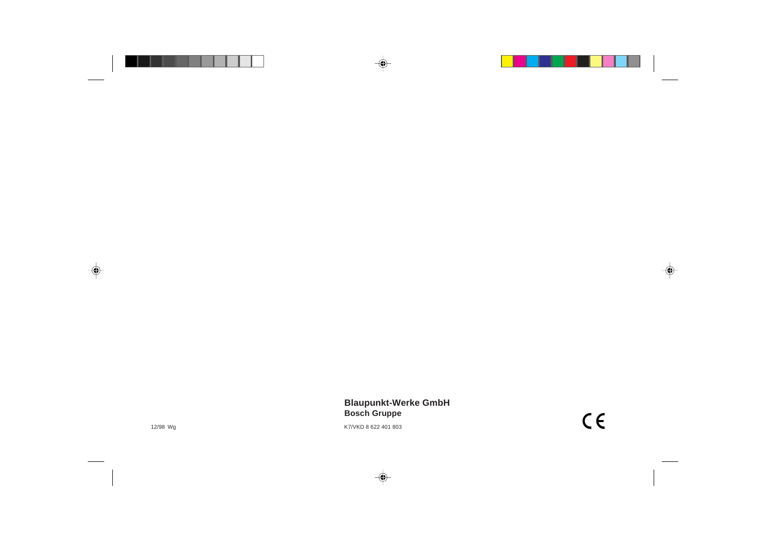**Blaupunkt-Werke GmbH**
**Bosch Gruppe**

12/98 Wg

K7/VKD 8 622 401 803

CE